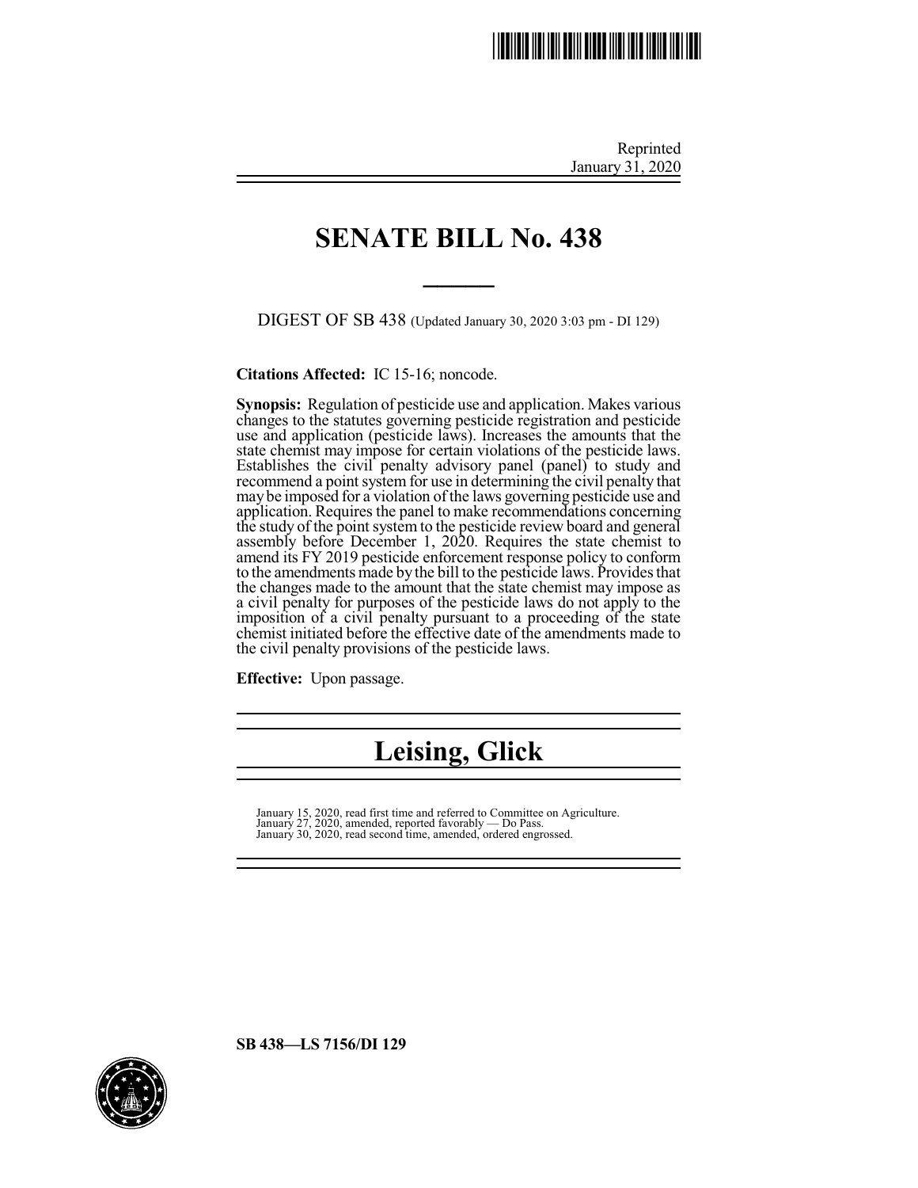Reprinted
January 31, 2020

# SENATE BILL No. 438

DIGEST OF SB 438 (Updated January 30, 2020 3:03 pm - DI 129)

**Citations Affected:** IC 15-16; noncode.

**Synopsis:** Regulation of pesticide use and application. Makes various changes to the statutes governing pesticide registration and pesticide use and application (pesticide laws). Increases the amounts that the state chemist may impose for certain violations of the pesticide laws. Establishes the civil penalty advisory panel (panel) to study and recommend a point system for use in determining the civil penalty that may be imposed for a violation of the laws governing pesticide use and application. Requires the panel to make recommendations concerning the study of the point system to the pesticide review board and general assembly before December 1, 2020. Requires the state chemist to amend its FY 2019 pesticide enforcement response policy to conform to the amendments made by the bill to the pesticide laws. Provides that the changes made to the amount that the state chemist may impose as a civil penalty for purposes of the pesticide laws do not apply to the imposition of a civil penalty pursuant to a proceeding of the state chemist initiated before the effective date of the amendments made to the civil penalty provisions of the pesticide laws.

**Effective:** Upon passage.

## Leising, Glick

January 15, 2020, read first time and referred to Committee on Agriculture.
January 27, 2020, amended, reported favorably — Do Pass.
January 30, 2020, read second time, amended, ordered engrossed.

**SB 438—LS 7156/DI 129**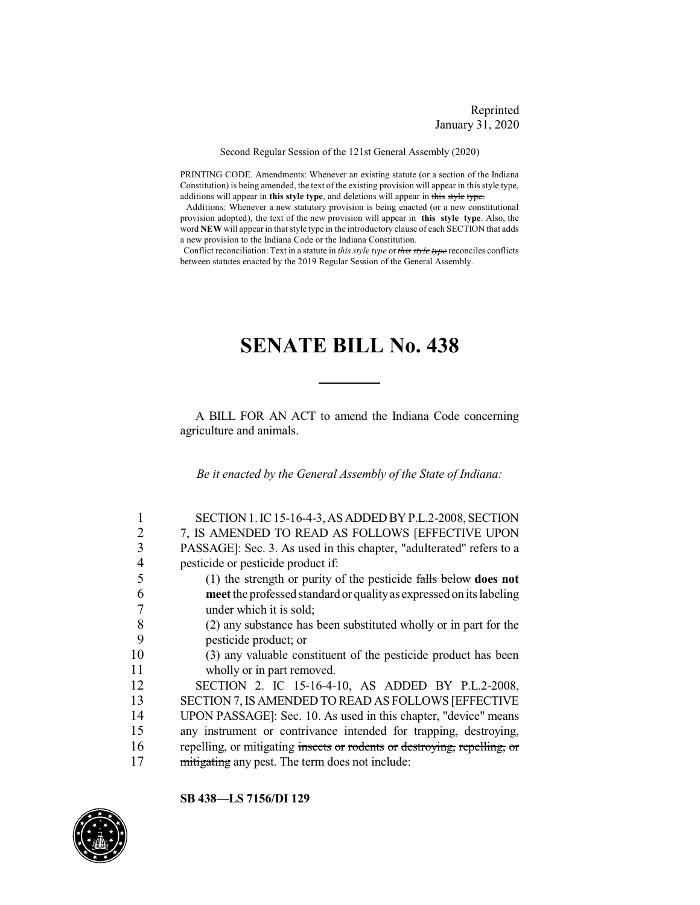Reprinted
January 31, 2020

Second Regular Session of the 121st General Assembly (2020)

PRINTING CODE. Amendments: Whenever an existing statute (or a section of the Indiana Constitution) is being amended, the text of the existing provision will appear in this style type, additions will appear in **this style type**, and deletions will appear in ~~this style type.~~

Additions: Whenever a new statutory provision is being enacted (or a new constitutional provision adopted), the text of the new provision will appear in **this style type**. Also, the word **NEW** will appear in that style type in the introductory clause of each SECTION that adds a new provision to the Indiana Code or the Indiana Constitution.

Conflict reconciliation: Text in a statute in *this style type* or ~~*this style type*~~ reconciles conflicts between statutes enacted by the 2019 Regular Session of the General Assembly.

# SENATE BILL No. 438

A BILL FOR AN ACT to amend the Indiana Code concerning agriculture and animals.

*Be it enacted by the General Assembly of the State of Indiana:*

1 SECTION 1. IC 15-16-4-3, AS ADDED BY P.L.2-2008, SECTION
2 7, IS AMENDED TO READ AS FOLLOWS [EFFECTIVE UPON
3 PASSAGE]: Sec. 3. As used in this chapter, "adulterated" refers to a
4 pesticide or pesticide product if:
5 (1) the strength or purity of the pesticide ~~falls below~~ **does not**
6 **meet** the professed standard or quality as expressed on its labeling
7 under which it is sold;
8 (2) any substance has been substituted wholly or in part for the
9 pesticide product; or
10 (3) any valuable constituent of the pesticide product has been
11 wholly or in part removed.
12 SECTION 2. IC 15-16-4-10, AS ADDED BY P.L.2-2008,
13 SECTION 7, IS AMENDED TO READ AS FOLLOWS [EFFECTIVE
14 UPON PASSAGE]: Sec. 10. As used in this chapter, "device" means
15 any instrument or contrivance intended for trapping, destroying,
16 repelling, or mitigating ~~insects or rodents or destroying, repelling, or~~
17 ~~mitigating~~ any pest. The term does not include:

SB 438—LS 7156/DI 129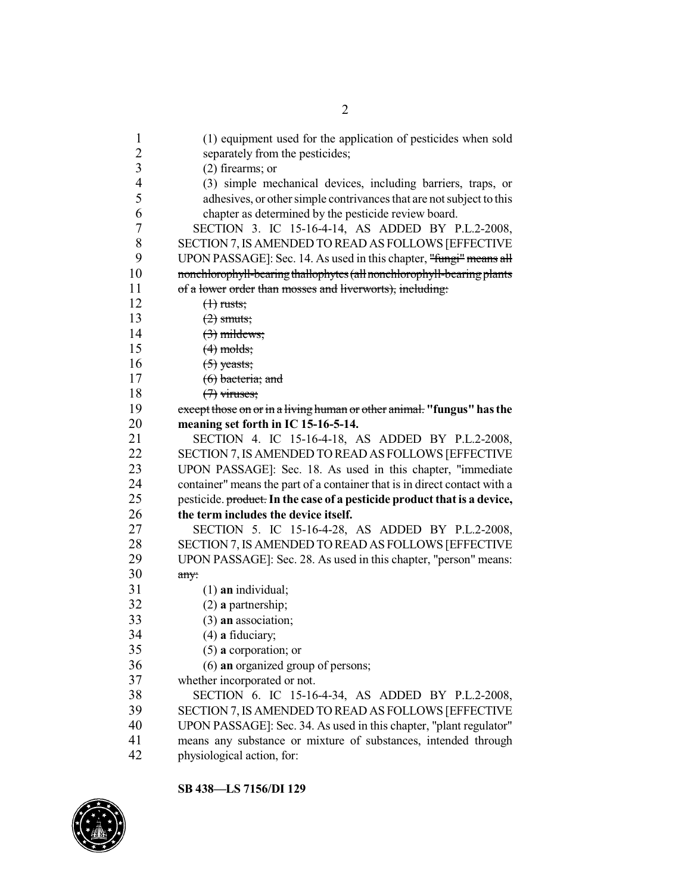(1) equipment used for the application of pesticides when sold separately from the pesticides;

(2) firearms; or

(3) simple mechanical devices, including barriers, traps, or adhesives, or other simple contrivances that are not subject to this chapter as determined by the pesticide review board.

SECTION 3. IC 15-16-4-14, AS ADDED BY P.L.2-2008, SECTION 7, IS AMENDED TO READ AS FOLLOWS [EFFECTIVE UPON PASSAGE]: Sec. 14. As used in this chapter, ~~"fungi" means all nonchlorophyll-bearing thallophytes (all nonchlorophyll-bearing plants of a lower order than mosses and liverworts), including:~~

~~(1) rusts;~~

~~(2) smuts;~~

~~(3) mildews;~~

~~(4) molds;~~

~~(5) yeasts;~~

~~(6) bacteria; and~~

~~(7) viruses;~~

~~except those on or in a living human or other animal.~~ **"fungus" has the meaning set forth in IC 15-16-5-14.**

SECTION 4. IC 15-16-4-18, AS ADDED BY P.L.2-2008, SECTION 7, IS AMENDED TO READ AS FOLLOWS [EFFECTIVE UPON PASSAGE]: Sec. 18. As used in this chapter, "immediate container" means the part of a container that is in direct contact with a pesticide. ~~product.~~ **In the case of a pesticide product that is a device, the term includes the device itself.**

SECTION 5. IC 15-16-4-28, AS ADDED BY P.L.2-2008, SECTION 7, IS AMENDED TO READ AS FOLLOWS [EFFECTIVE UPON PASSAGE]: Sec. 28. As used in this chapter, "person" means: ~~any:~~

(1) **an** individual;

(2) **a** partnership;

(3) **an** association;

(4) **a** fiduciary;

(5) **a** corporation; or

(6) **an** organized group of persons;

whether incorporated or not.

SECTION 6. IC 15-16-4-34, AS ADDED BY P.L.2-2008, SECTION 7, IS AMENDED TO READ AS FOLLOWS [EFFECTIVE UPON PASSAGE]: Sec. 34. As used in this chapter, "plant regulator" means any substance or mixture of substances, intended through physiological action, for: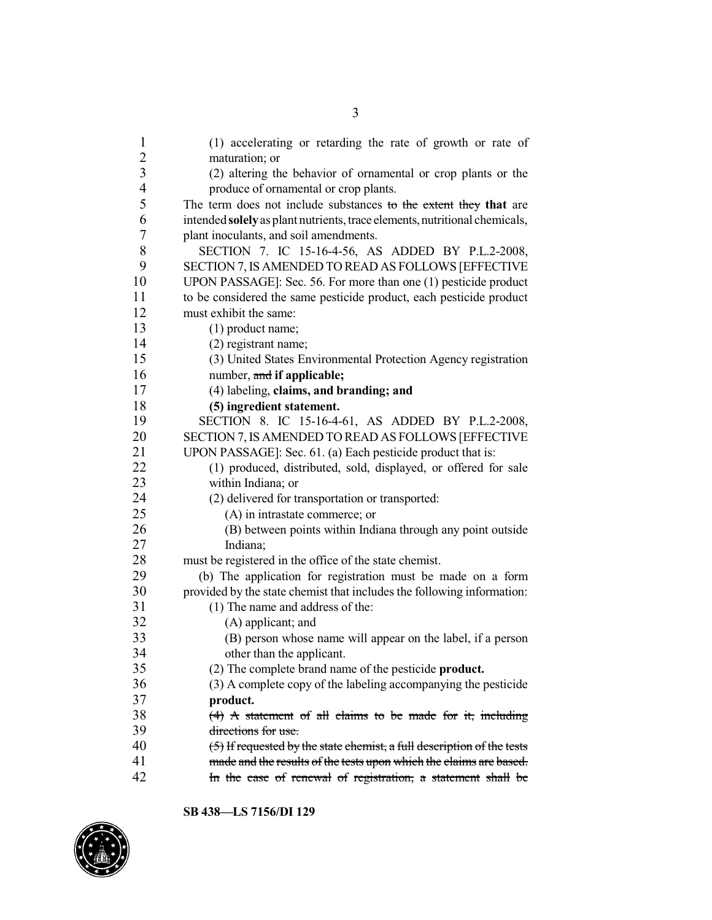(1) accelerating or retarding the rate of growth or rate of maturation; or

(2) altering the behavior of ornamental or crop plants or the produce of ornamental or crop plants.

The term does not include substances ~~to the extent they~~ **that** are intended **solely** as plant nutrients, trace elements, nutritional chemicals, plant inoculants, and soil amendments.

SECTION 7. IC 15-16-4-56, AS ADDED BY P.L.2-2008, SECTION 7, IS AMENDED TO READ AS FOLLOWS [EFFECTIVE UPON PASSAGE]: Sec. 56. For more than one (1) pesticide product to be considered the same pesticide product, each pesticide product must exhibit the same:

(1) product name;

(2) registrant name;

(3) United States Environmental Protection Agency registration number, ~~and~~ **if applicable;**

(4) labeling, **claims, and branding; and**

**(5) ingredient statement.**

SECTION 8. IC 15-16-4-61, AS ADDED BY P.L.2-2008, SECTION 7, IS AMENDED TO READ AS FOLLOWS [EFFECTIVE UPON PASSAGE]: Sec. 61. (a) Each pesticide product that is:

(1) produced, distributed, sold, displayed, or offered for sale within Indiana; or

(2) delivered for transportation or transported:

(A) in intrastate commerce; or

(B) between points within Indiana through any point outside Indiana;

must be registered in the office of the state chemist.

(b) The application for registration must be made on a form provided by the state chemist that includes the following information:

(1) The name and address of the:

(A) applicant; and

(B) person whose name will appear on the label, if a person other than the applicant.

(2) The complete brand name of the pesticide **product.**

(3) A complete copy of the labeling accompanying the pesticide **product.**

~~(4) A statement of all claims to be made for it, including directions for use.~~

~~(5) If requested by the state chemist, a full description of the tests made and the results of the tests upon which the claims are based. In the case of renewal of registration, a statement shall be~~

**SB 438—LS 7156/DI 129**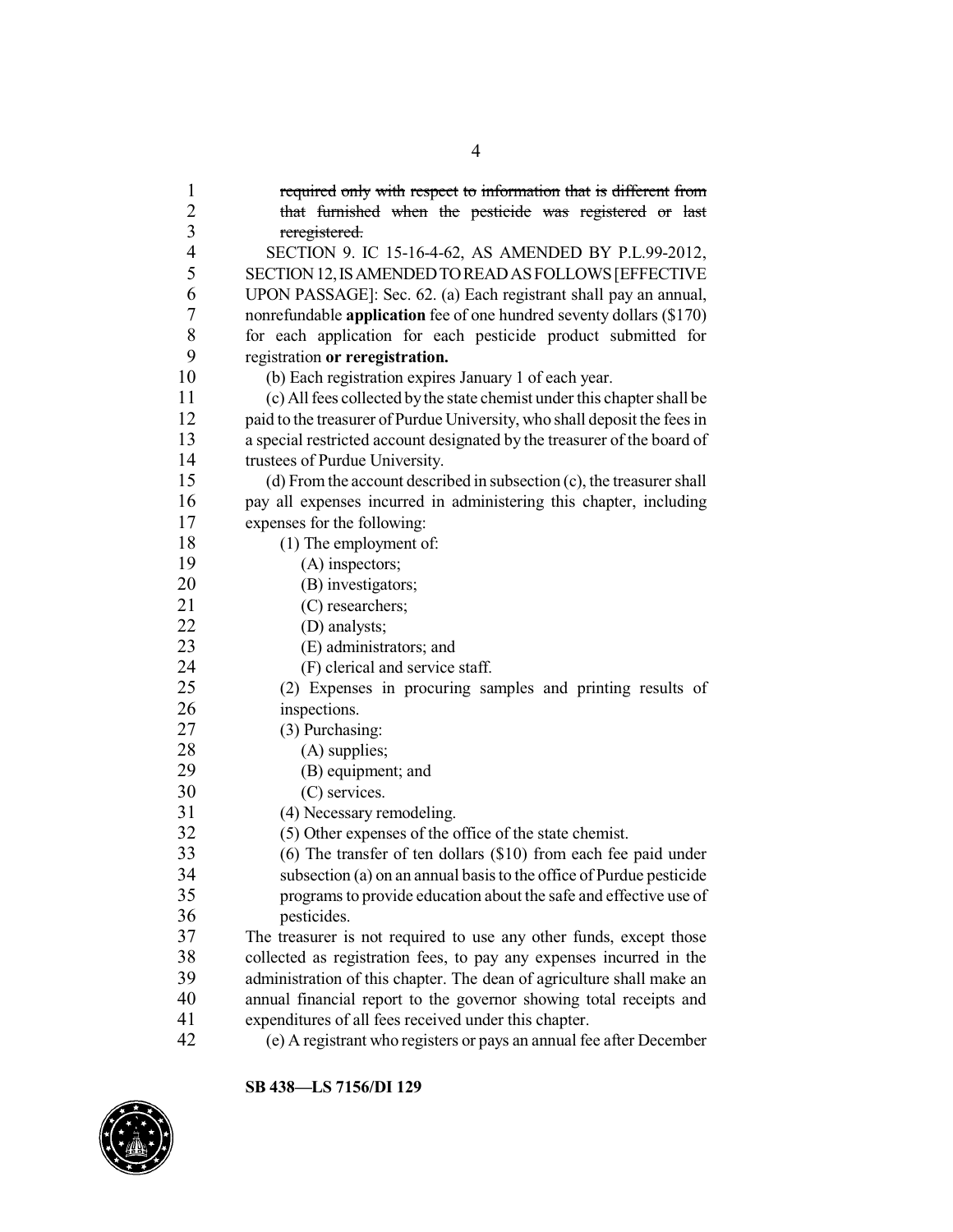~~required only with respect to information that is different from that furnished when the pesticide was registered or last reregistered.~~

SECTION 9. IC 15-16-4-62, AS AMENDED BY P.L.99-2012, SECTION 12, IS AMENDED TO READ AS FOLLOWS [EFFECTIVE UPON PASSAGE]: Sec. 62. (a) Each registrant shall pay an annual, nonrefundable **application** fee of one hundred seventy dollars ($170) for each application for each pesticide product submitted for registration **or reregistration.**

(b) Each registration expires January 1 of each year.

(c) All fees collected by the state chemist under this chapter shall be paid to the treasurer of Purdue University, who shall deposit the fees in a special restricted account designated by the treasurer of the board of trustees of Purdue University.

(d) From the account described in subsection (c), the treasurer shall pay all expenses incurred in administering this chapter, including expenses for the following:

(1) The employment of:

(A) inspectors;

(B) investigators;

(C) researchers;

(D) analysts;

(E) administrators; and

(F) clerical and service staff.

(2) Expenses in procuring samples and printing results of inspections.

(3) Purchasing:

(A) supplies;

(B) equipment; and

(C) services.

(4) Necessary remodeling.

(5) Other expenses of the office of the state chemist.

(6) The transfer of ten dollars ($10) from each fee paid under subsection (a) on an annual basis to the office of Purdue pesticide programs to provide education about the safe and effective use of pesticides.

The treasurer is not required to use any other funds, except those collected as registration fees, to pay any expenses incurred in the administration of this chapter. The dean of agriculture shall make an annual financial report to the governor showing total receipts and expenditures of all fees received under this chapter.

(e) A registrant who registers or pays an annual fee after December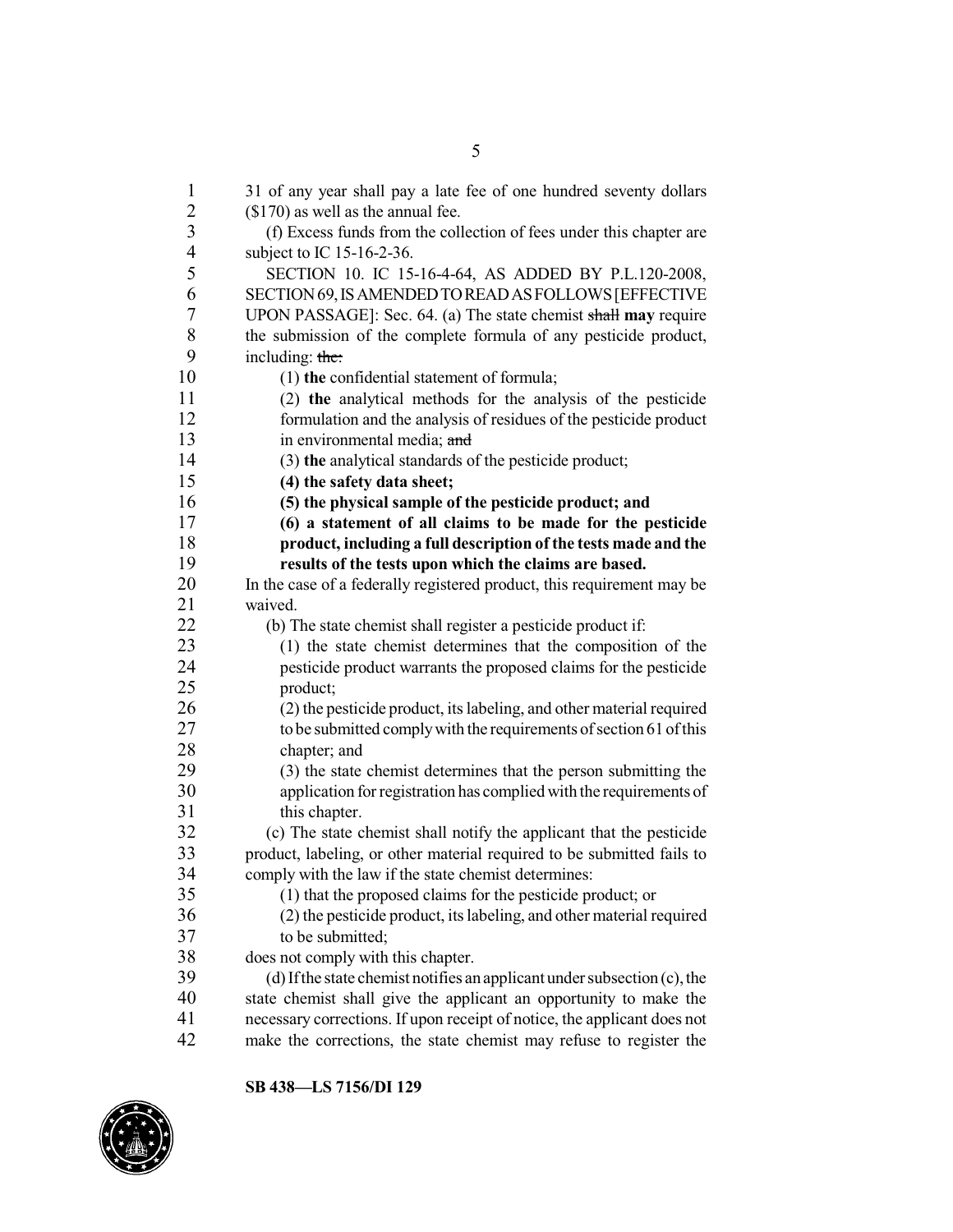31 of any year shall pay a late fee of one hundred seventy dollars ($170) as well as the annual fee.

(f) Excess funds from the collection of fees under this chapter are subject to IC 15-16-2-36.

SECTION 10. IC 15-16-4-64, AS ADDED BY P.L.120-2008, SECTION 69, IS AMENDED TO READ AS FOLLOWS [EFFECTIVE UPON PASSAGE]: Sec. 64. (a) The state chemist ~~shall~~ **may** require the submission of the complete formula of any pesticide product, including: ~~the:~~

(1) **the** confidential statement of formula;

(2) **the** analytical methods for the analysis of the pesticide formulation and the analysis of residues of the pesticide product in environmental media; ~~and~~

(3) **the** analytical standards of the pesticide product;

**(4) the safety data sheet;**

**(5) the physical sample of the pesticide product; and**

**(6) a statement of all claims to be made for the pesticide product, including a full description of the tests made and the results of the tests upon which the claims are based.**

In the case of a federally registered product, this requirement may be waived.

(b) The state chemist shall register a pesticide product if:

(1) the state chemist determines that the composition of the pesticide product warrants the proposed claims for the pesticide product;

(2) the pesticide product, its labeling, and other material required to be submitted comply with the requirements of section 61 of this chapter; and

(3) the state chemist determines that the person submitting the application for registration has complied with the requirements of this chapter.

(c) The state chemist shall notify the applicant that the pesticide product, labeling, or other material required to be submitted fails to comply with the law if the state chemist determines:

(1) that the proposed claims for the pesticide product; or

(2) the pesticide product, its labeling, and other material required to be submitted;

does not comply with this chapter.

(d) If the state chemist notifies an applicant under subsection (c), the state chemist shall give the applicant an opportunity to make the necessary corrections. If upon receipt of notice, the applicant does not make the corrections, the state chemist may refuse to register the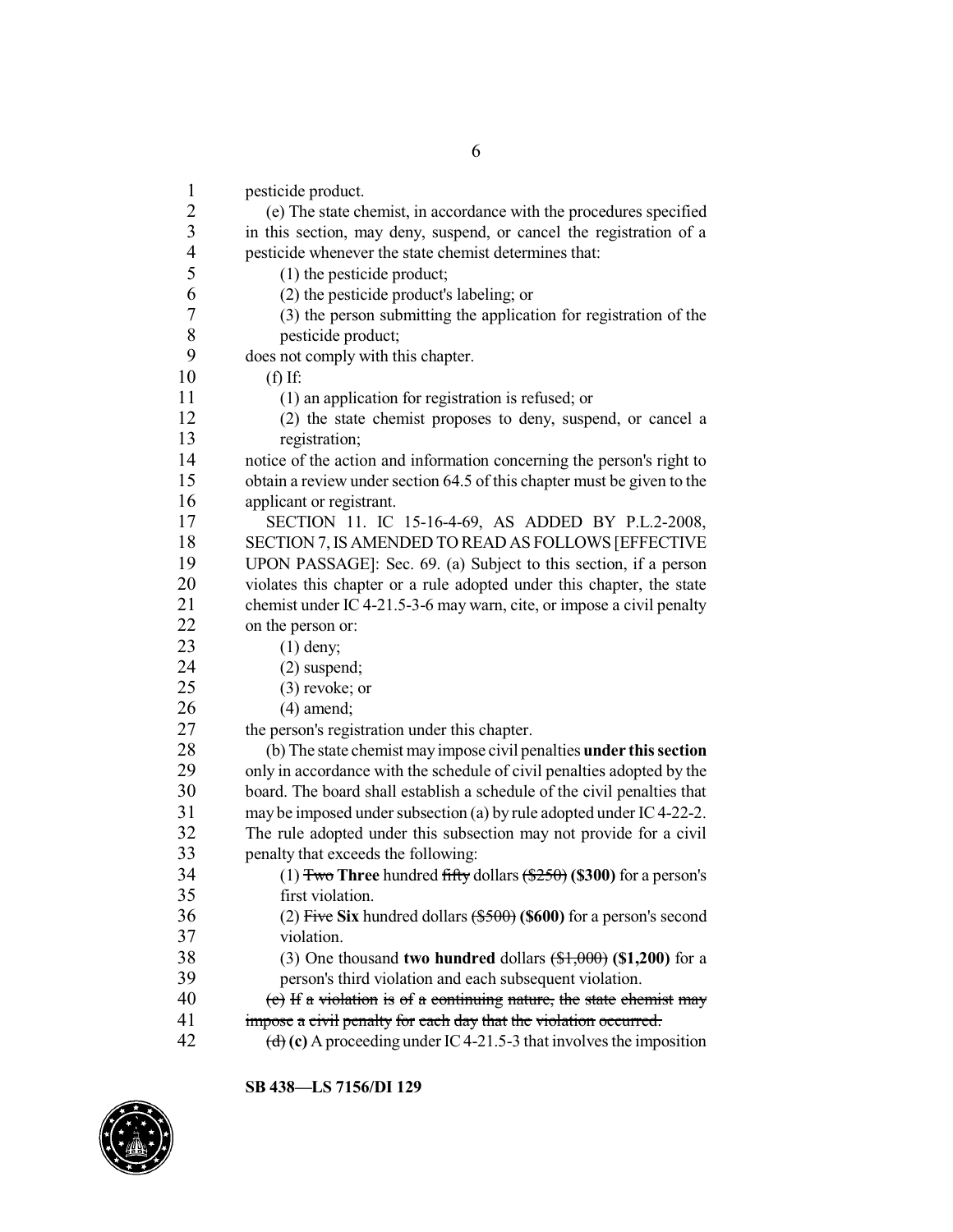pesticide product.

(e) The state chemist, in accordance with the procedures specified in this section, may deny, suspend, or cancel the registration of a pesticide whenever the state chemist determines that:

(1) the pesticide product;

(2) the pesticide product's labeling; or

(3) the person submitting the application for registration of the pesticide product;

does not comply with this chapter.

(f) If:

(1) an application for registration is refused; or

(2) the state chemist proposes to deny, suspend, or cancel a registration;

notice of the action and information concerning the person's right to obtain a review under section 64.5 of this chapter must be given to the applicant or registrant.

SECTION 11. IC 15-16-4-69, AS ADDED BY P.L.2-2008, SECTION 7, IS AMENDED TO READ AS FOLLOWS [EFFECTIVE UPON PASSAGE]: Sec. 69. (a) Subject to this section, if a person violates this chapter or a rule adopted under this chapter, the state chemist under IC 4-21.5-3-6 may warn, cite, or impose a civil penalty on the person or:

(1) deny;

(2) suspend;

(3) revoke; or

(4) amend;

the person's registration under this chapter.

(b) The state chemist may impose civil penalties **under this section** only in accordance with the schedule of civil penalties adopted by the board. The board shall establish a schedule of the civil penalties that may be imposed under subsection (a) by rule adopted under IC 4-22-2. The rule adopted under this subsection may not provide for a civil penalty that exceeds the following:

(1) ~~Two~~ **Three** hundred ~~fifty~~ dollars ~~($250)~~ **($300)** for a person's first violation.

(2) ~~Five~~ **Six** hundred dollars ~~($500)~~ **($600)** for a person's second violation.

(3) One thousand **two hundred** dollars ~~($1,000)~~ **($1,200)** for a person's third violation and each subsequent violation.

~~(c) If a violation is of a continuing nature, the state chemist may impose a civil penalty for each day that the violation occurred.~~

~~(d)~~ **(c)** A proceeding under IC 4-21.5-3 that involves the imposition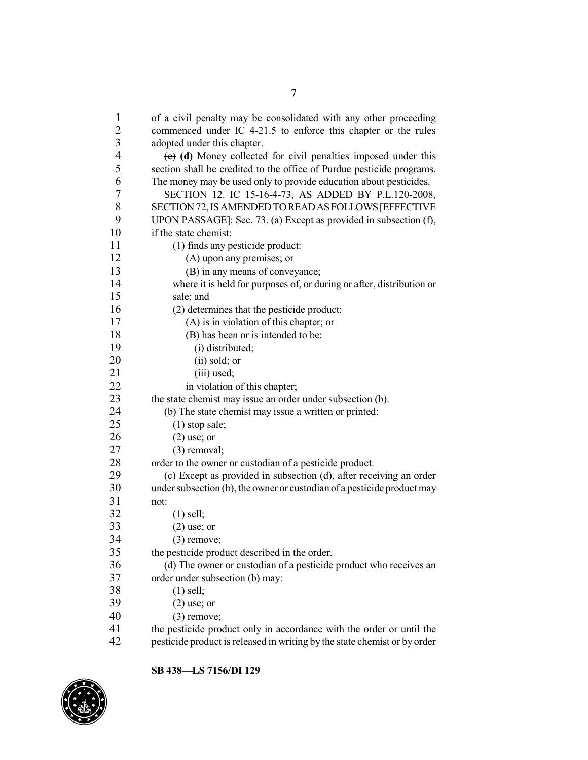of a civil penalty may be consolidated with any other proceeding commenced under IC 4-21.5 to enforce this chapter or the rules adopted under this chapter.

~~(c)~~ **(d)** Money collected for civil penalties imposed under this section shall be credited to the office of Purdue pesticide programs. The money may be used only to provide education about pesticides.

SECTION 12. IC 15-16-4-73, AS ADDED BY P.L.120-2008, SECTION 72, IS AMENDED TO READ AS FOLLOWS [EFFECTIVE UPON PASSAGE]: Sec. 73. (a) Except as provided in subsection (f), if the state chemist:

(1) finds any pesticide product:

(A) upon any premises; or

(B) in any means of conveyance;

where it is held for purposes of, or during or after, distribution or sale; and

(2) determines that the pesticide product:

(A) is in violation of this chapter; or

(B) has been or is intended to be:

(i) distributed;

(ii) sold; or

(iii) used;

in violation of this chapter;

the state chemist may issue an order under subsection (b).

(b) The state chemist may issue a written or printed:

(1) stop sale;

(2) use; or

(3) removal;

order to the owner or custodian of a pesticide product.

(c) Except as provided in subsection (d), after receiving an order under subsection (b), the owner or custodian of a pesticide product may not:

(1) sell;

(2) use; or

(3) remove;

the pesticide product described in the order.

(d) The owner or custodian of a pesticide product who receives an order under subsection (b) may:

(1) sell;

(2) use; or

(3) remove;

the pesticide product only in accordance with the order or until the pesticide product is released in writing by the state chemist or by order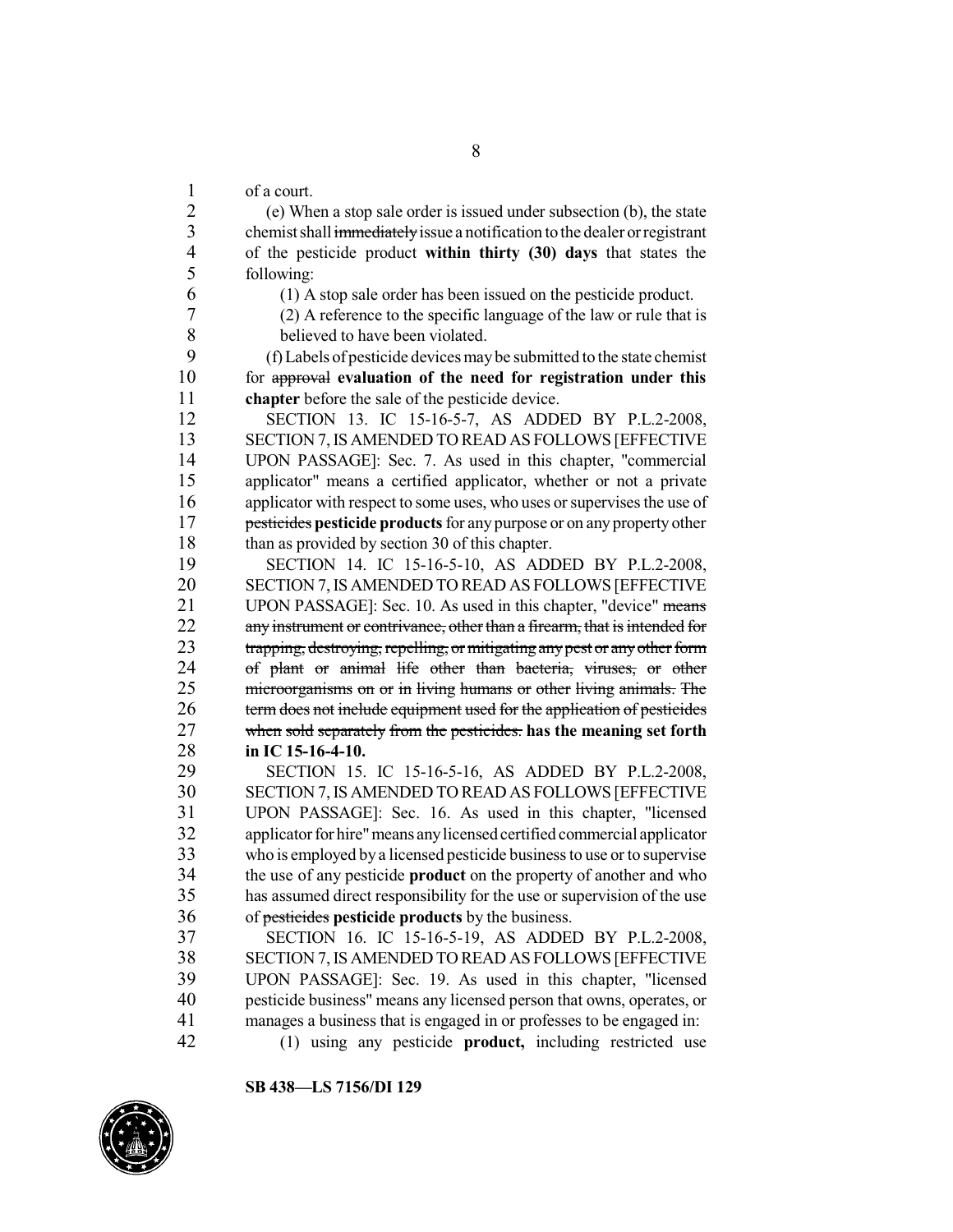of a court.

(e) When a stop sale order is issued under subsection (b), the state chemist shall ~~immediately~~ issue a notification to the dealer or registrant of the pesticide product **within thirty (30) days** that states the following:

(1) A stop sale order has been issued on the pesticide product.

(2) A reference to the specific language of the law or rule that is believed to have been violated.

(f) Labels of pesticide devices may be submitted to the state chemist for ~~approval~~ **evaluation of the need for registration under this chapter** before the sale of the pesticide device.

SECTION 13. IC 15-16-5-7, AS ADDED BY P.L.2-2008, SECTION 7, IS AMENDED TO READ AS FOLLOWS [EFFECTIVE UPON PASSAGE]: Sec. 7. As used in this chapter, "commercial applicator" means a certified applicator, whether or not a private applicator with respect to some uses, who uses or supervises the use of ~~pesticides~~ **pesticide products** for any purpose or on any property other than as provided by section 30 of this chapter.

SECTION 14. IC 15-16-5-10, AS ADDED BY P.L.2-2008, SECTION 7, IS AMENDED TO READ AS FOLLOWS [EFFECTIVE UPON PASSAGE]: Sec. 10. As used in this chapter, "device" ~~means any instrument or contrivance, other than a firearm, that is intended for trapping, destroying, repelling, or mitigating any pest or any other form of plant or animal life other than bacteria, viruses, or other microorganisms on or in living humans or other living animals. The term does not include equipment used for the application of pesticides when sold separately from the pesticides.~~ **has the meaning set forth in IC 15-16-4-10.**

SECTION 15. IC 15-16-5-16, AS ADDED BY P.L.2-2008, SECTION 7, IS AMENDED TO READ AS FOLLOWS [EFFECTIVE UPON PASSAGE]: Sec. 16. As used in this chapter, "licensed applicator for hire" means any licensed certified commercial applicator who is employed by a licensed pesticide business to use or to supervise the use of any pesticide **product** on the property of another and who has assumed direct responsibility for the use or supervision of the use of ~~pesticides~~ **pesticide products** by the business.

SECTION 16. IC 15-16-5-19, AS ADDED BY P.L.2-2008, SECTION 7, IS AMENDED TO READ AS FOLLOWS [EFFECTIVE UPON PASSAGE]: Sec. 19. As used in this chapter, "licensed pesticide business" means any licensed person that owns, operates, or manages a business that is engaged in or professes to be engaged in:

(1) using any pesticide **product,** including restricted use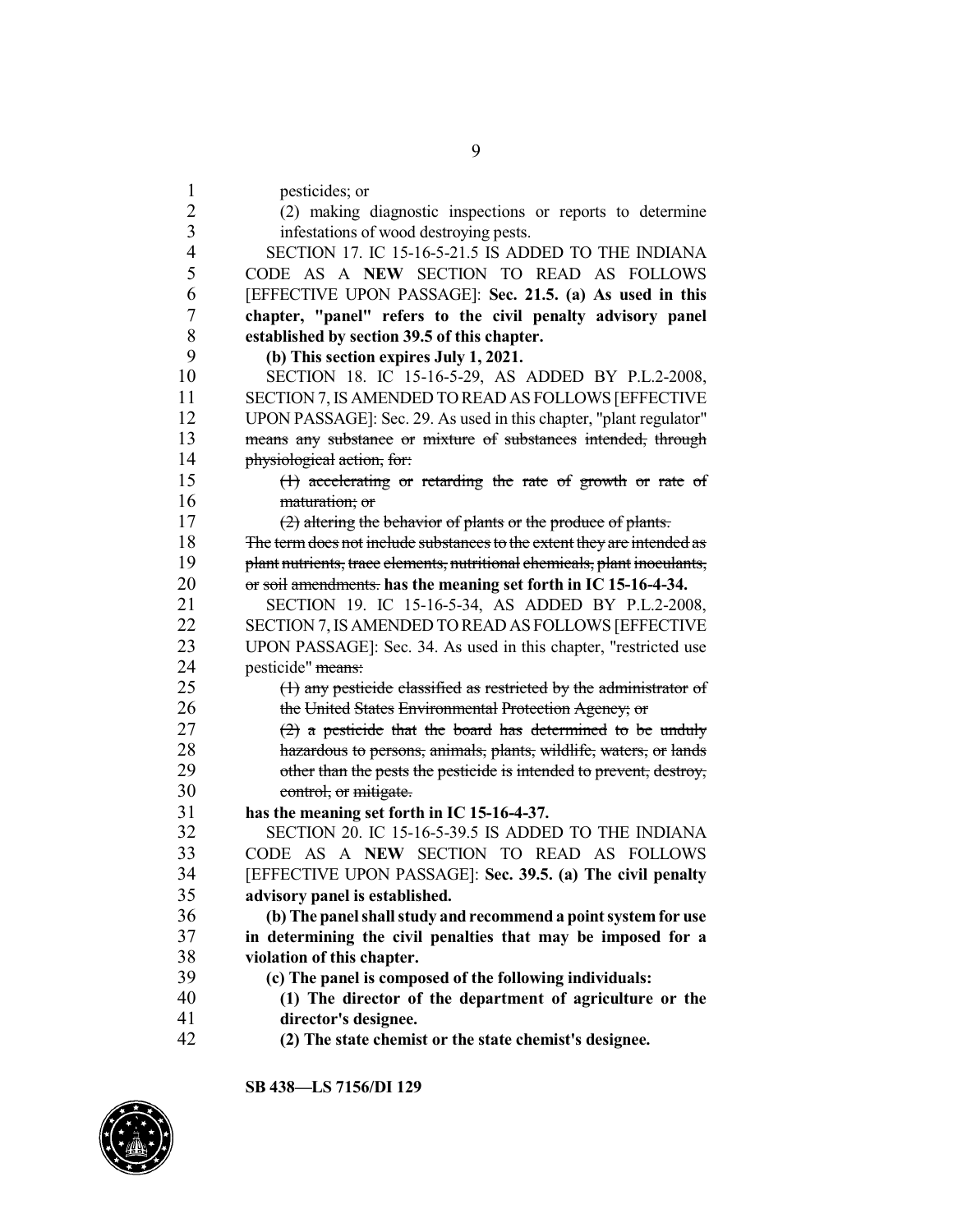pesticides; or

(2) making diagnostic inspections or reports to determine infestations of wood destroying pests.

SECTION 17. IC 15-16-5-21.5 IS ADDED TO THE INDIANA CODE AS A **NEW** SECTION TO READ AS FOLLOWS [EFFECTIVE UPON PASSAGE]: **Sec. 21.5. (a) As used in this chapter, "panel" refers to the civil penalty advisory panel established by section 39.5 of this chapter.**

**(b) This section expires July 1, 2021.**

SECTION 18. IC 15-16-5-29, AS ADDED BY P.L.2-2008, SECTION 7, IS AMENDED TO READ AS FOLLOWS [EFFECTIVE UPON PASSAGE]: Sec. 29. As used in this chapter, "plant regulator" ~~means any substance or mixture of substances intended, through physiological action, for:~~

~~(1) accelerating or retarding the rate of growth or rate of maturation; or~~

~~(2) altering the behavior of plants or the produce of plants.~~

~~The term does not include substances to the extent they are intended as plant nutrients, trace elements, nutritional chemicals, plant inoculants, or soil amendments.~~ **has the meaning set forth in IC 15-16-4-34.**

SECTION 19. IC 15-16-5-34, AS ADDED BY P.L.2-2008, SECTION 7, IS AMENDED TO READ AS FOLLOWS [EFFECTIVE UPON PASSAGE]: Sec. 34. As used in this chapter, "restricted use pesticide" ~~means:~~

~~(1) any pesticide classified as restricted by the administrator of the United States Environmental Protection Agency; or~~

~~(2) a pesticide that the board has determined to be unduly hazardous to persons, animals, plants, wildlife, waters, or lands other than the pests the pesticide is intended to prevent, destroy, control, or mitigate.~~

**has the meaning set forth in IC 15-16-4-37.**

SECTION 20. IC 15-16-5-39.5 IS ADDED TO THE INDIANA CODE AS A **NEW** SECTION TO READ AS FOLLOWS [EFFECTIVE UPON PASSAGE]: **Sec. 39.5. (a) The civil penalty advisory panel is established.**

**(b) The panel shall study and recommend a point system for use in determining the civil penalties that may be imposed for a violation of this chapter.**

**(c) The panel is composed of the following individuals:**

**(1) The director of the department of agriculture or the director's designee.**

**(2) The state chemist or the state chemist's designee.**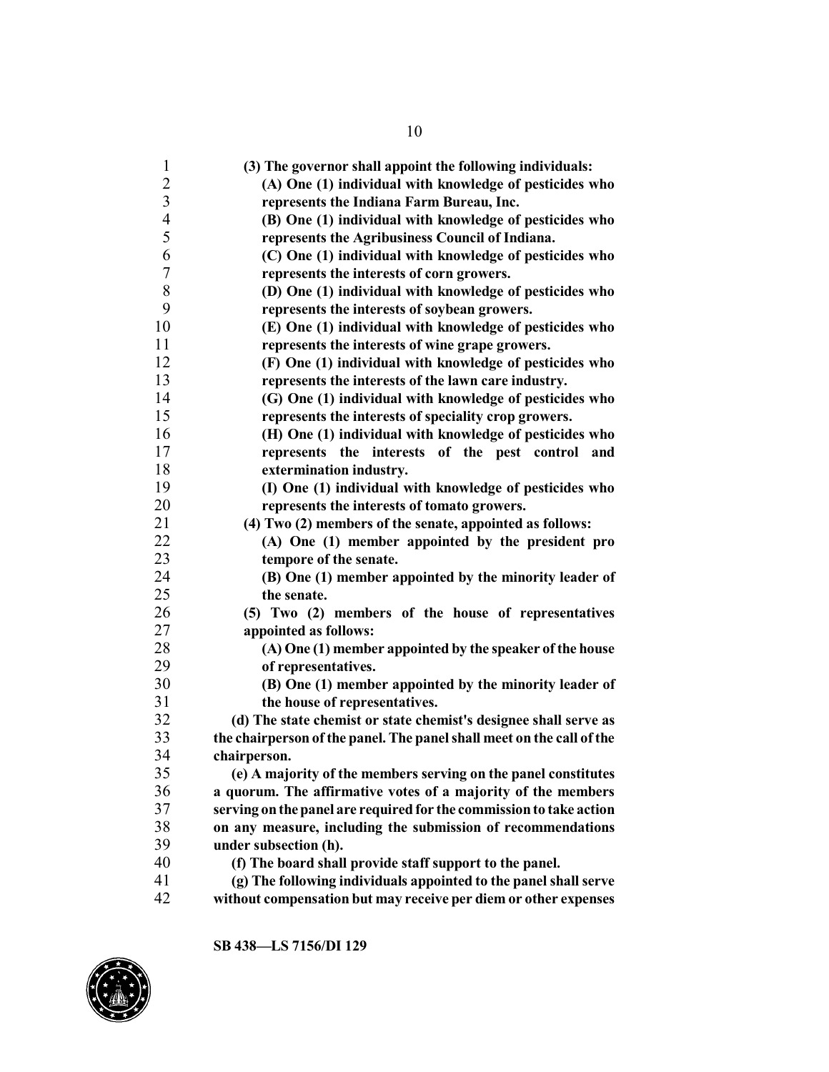**(3) The governor shall appoint the following individuals:**

**(A) One (1) individual with knowledge of pesticides who represents the Indiana Farm Bureau, Inc.**

**(B) One (1) individual with knowledge of pesticides who represents the Agribusiness Council of Indiana.**

**(C) One (1) individual with knowledge of pesticides who represents the interests of corn growers.**

**(D) One (1) individual with knowledge of pesticides who represents the interests of soybean growers.**

**(E) One (1) individual with knowledge of pesticides who represents the interests of wine grape growers.**

**(F) One (1) individual with knowledge of pesticides who represents the interests of the lawn care industry.**

**(G) One (1) individual with knowledge of pesticides who represents the interests of speciality crop growers.**

**(H) One (1) individual with knowledge of pesticides who represents the interests of the pest control and extermination industry.**

**(I) One (1) individual with knowledge of pesticides who represents the interests of tomato growers.**

**(4) Two (2) members of the senate, appointed as follows:**

**(A) One (1) member appointed by the president pro tempore of the senate.**

**(B) One (1) member appointed by the minority leader of the senate.**

**(5) Two (2) members of the house of representatives appointed as follows:**

**(A) One (1) member appointed by the speaker of the house of representatives.**

**(B) One (1) member appointed by the minority leader of the house of representatives.**

**(d) The state chemist or state chemist's designee shall serve as the chairperson of the panel. The panel shall meet on the call of the chairperson.**

**(e) A majority of the members serving on the panel constitutes a quorum. The affirmative votes of a majority of the members serving on the panel are required for the commission to take action on any measure, including the submission of recommendations under subsection (h).**

**(f) The board shall provide staff support to the panel.**

**(g) The following individuals appointed to the panel shall serve without compensation but may receive per diem or other expenses**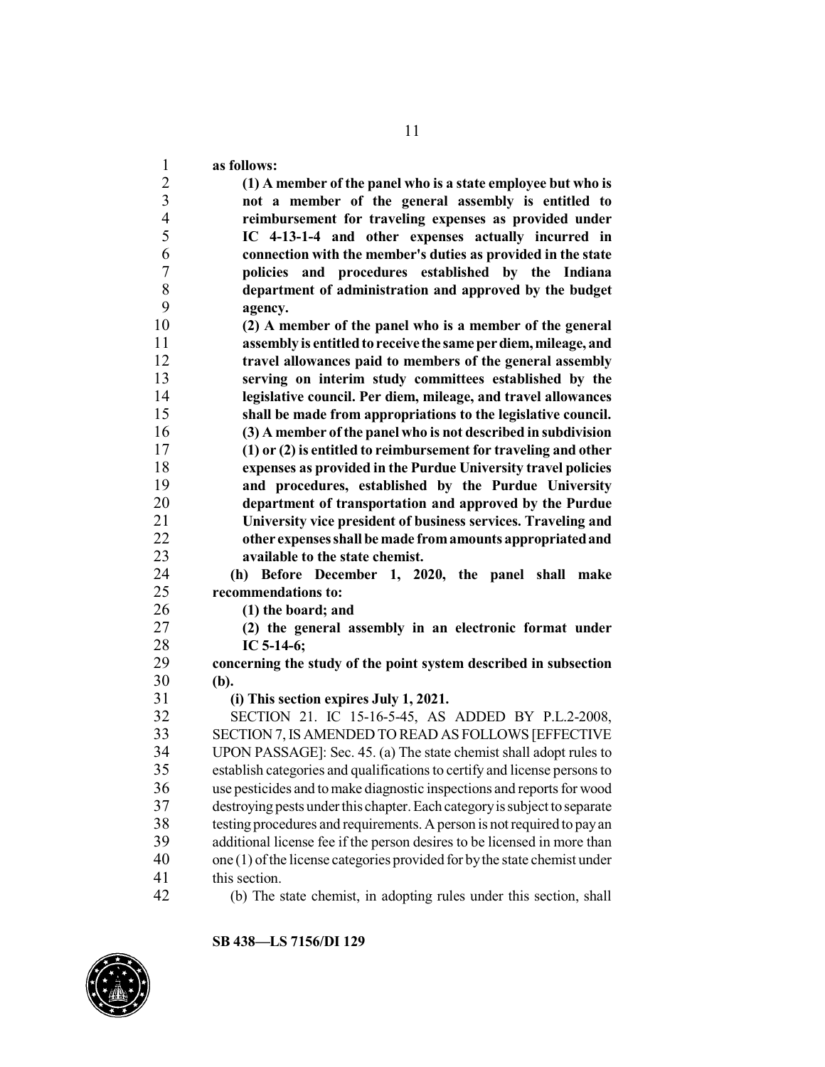**as follows:**

**(1) A member of the panel who is a state employee but who is not a member of the general assembly is entitled to reimbursement for traveling expenses as provided under IC 4-13-1-4 and other expenses actually incurred in connection with the member's duties as provided in the state policies and procedures established by the Indiana department of administration and approved by the budget agency.**

**(2) A member of the panel who is a member of the general assembly is entitled to receive the same per diem, mileage, and travel allowances paid to members of the general assembly serving on interim study committees established by the legislative council. Per diem, mileage, and travel allowances shall be made from appropriations to the legislative council.**

**(3) A member of the panel who is not described in subdivision (1) or (2) is entitled to reimbursement for traveling and other expenses as provided in the Purdue University travel policies and procedures, established by the Purdue University department of transportation and approved by the Purdue University vice president of business services. Traveling and other expenses shall be made from amounts appropriated and available to the state chemist.**

**(h) Before December 1, 2020, the panel shall make recommendations to:**

**(1) the board; and**

**(2) the general assembly in an electronic format under IC 5-14-6;**

**concerning the study of the point system described in subsection (b).**

**(i) This section expires July 1, 2021.**

SECTION 21. IC 15-16-5-45, AS ADDED BY P.L.2-2008, SECTION 7, IS AMENDED TO READ AS FOLLOWS [EFFECTIVE UPON PASSAGE]: Sec. 45. (a) The state chemist shall adopt rules to establish categories and qualifications to certify and license persons to use pesticides and to make diagnostic inspections and reports for wood destroying pests under this chapter. Each category is subject to separate testing procedures and requirements. A person is not required to pay an additional license fee if the person desires to be licensed in more than one (1) of the license categories provided for by the state chemist under this section.

(b) The state chemist, in adopting rules under this section, shall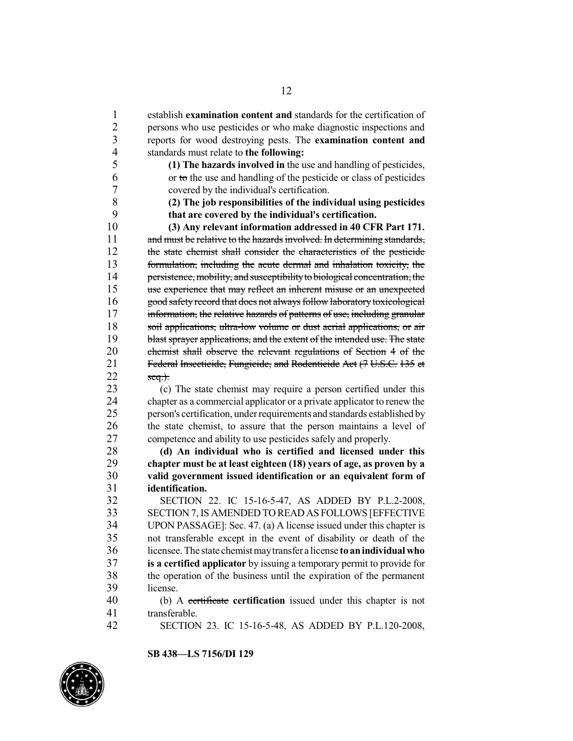establish **examination content and** standards for the certification of persons who use pesticides or who make diagnostic inspections and reports for wood destroying pests. The **examination content and** standards must relate to **the following:**

**(1) The hazards involved in** the use and handling of pesticides, or ~~to~~ the use and handling of the pesticide or class of pesticides covered by the individual's certification.

**(2) The job responsibilities of the individual using pesticides that are covered by the individual's certification.**

**(3) Any relevant information addressed in 40 CFR Part 171.**

~~and must be relative to the hazards involved. In determining standards, the state chemist shall consider the characteristics of the pesticide formulation, including the acute dermal and inhalation toxicity, the persistence, mobility, and susceptibility to biological concentration, the use experience that may reflect an inherent misuse or an unexpected good safety record that does not always follow laboratory toxicological information, the relative hazards of patterns of use, including granular soil applications, ultra-low volume or dust aerial applications, or air blast sprayer applications, and the extent of the intended use. The state chemist shall observe the relevant regulations of Section 4 of the Federal Insecticide, Fungicide, and Rodenticide Act (7 U.S.C. 135 et seq.).~~

(c) The state chemist may require a person certified under this chapter as a commercial applicator or a private applicator to renew the person's certification, under requirements and standards established by the state chemist, to assure that the person maintains a level of competence and ability to use pesticides safely and properly.

**(d) An individual who is certified and licensed under this chapter must be at least eighteen (18) years of age, as proven by a valid government issued identification or an equivalent form of identification.**

SECTION 22. IC 15-16-5-47, AS ADDED BY P.L.2-2008, SECTION 7, IS AMENDED TO READ AS FOLLOWS [EFFECTIVE UPON PASSAGE]: Sec. 47. (a) A license issued under this chapter is not transferable except in the event of disability or death of the licensee. The state chemist may transfer a license **to an individual who is a certified applicator** by issuing a temporary permit to provide for the operation of the business until the expiration of the permanent license.

(b) A ~~certificate~~ **certification** issued under this chapter is not transferable.

SECTION 23. IC 15-16-5-48, AS ADDED BY P.L.120-2008,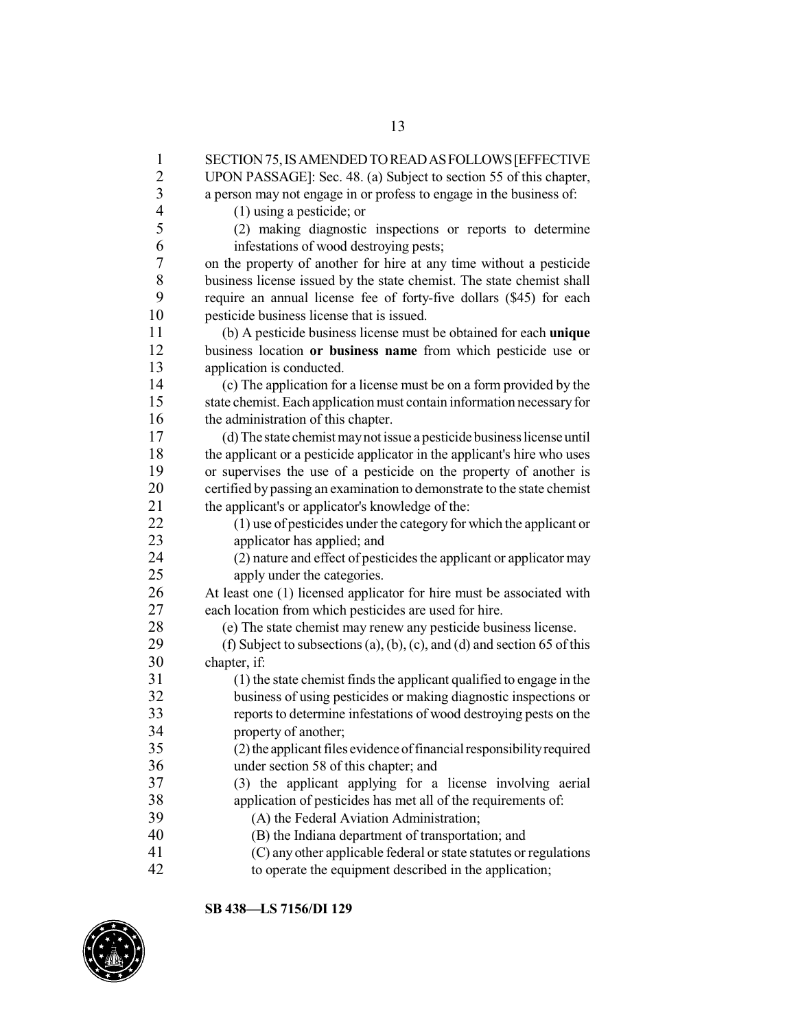SECTION 75, IS AMENDED TO READ AS FOLLOWS [EFFECTIVE UPON PASSAGE]: Sec. 48. (a) Subject to section 55 of this chapter, a person may not engage in or profess to engage in the business of:

(1) using a pesticide; or

(2) making diagnostic inspections or reports to determine infestations of wood destroying pests;

on the property of another for hire at any time without a pesticide business license issued by the state chemist. The state chemist shall require an annual license fee of forty-five dollars ($45) for each pesticide business license that is issued.

(b) A pesticide business license must be obtained for each **unique** business location **or business name** from which pesticide use or application is conducted.

(c) The application for a license must be on a form provided by the state chemist. Each application must contain information necessary for the administration of this chapter.

(d) The state chemist may not issue a pesticide business license until the applicant or a pesticide applicator in the applicant's hire who uses or supervises the use of a pesticide on the property of another is certified by passing an examination to demonstrate to the state chemist the applicant's or applicator's knowledge of the:

(1) use of pesticides under the category for which the applicant or applicator has applied; and

(2) nature and effect of pesticides the applicant or applicator may apply under the categories.

At least one (1) licensed applicator for hire must be associated with each location from which pesticides are used for hire.

(e) The state chemist may renew any pesticide business license.

(f) Subject to subsections (a), (b), (c), and (d) and section 65 of this chapter, if:

(1) the state chemist finds the applicant qualified to engage in the business of using pesticides or making diagnostic inspections or reports to determine infestations of wood destroying pests on the property of another;

(2) the applicant files evidence of financial responsibility required under section 58 of this chapter; and

(3) the applicant applying for a license involving aerial application of pesticides has met all of the requirements of:

(A) the Federal Aviation Administration;

(B) the Indiana department of transportation; and

(C) any other applicable federal or state statutes or regulations to operate the equipment described in the application;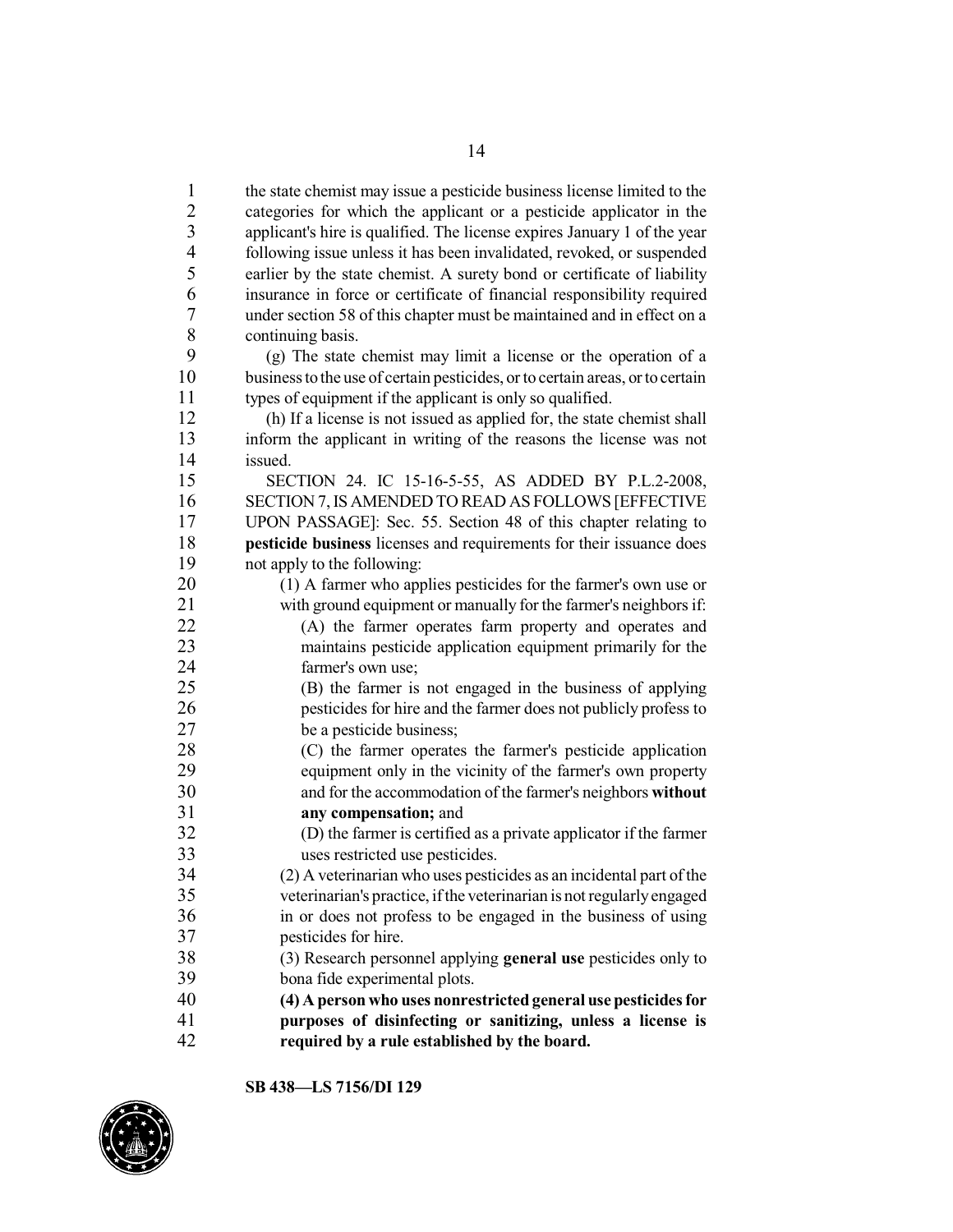the state chemist may issue a pesticide business license limited to the categories for which the applicant or a pesticide applicator in the applicant's hire is qualified. The license expires January 1 of the year following issue unless it has been invalidated, revoked, or suspended earlier by the state chemist. A surety bond or certificate of liability insurance in force or certificate of financial responsibility required under section 58 of this chapter must be maintained and in effect on a continuing basis.

(g) The state chemist may limit a license or the operation of a business to the use of certain pesticides, or to certain areas, or to certain types of equipment if the applicant is only so qualified.

(h) If a license is not issued as applied for, the state chemist shall inform the applicant in writing of the reasons the license was not issued.

SECTION 24. IC 15-16-5-55, AS ADDED BY P.L.2-2008, SECTION 7, IS AMENDED TO READ AS FOLLOWS [EFFECTIVE UPON PASSAGE]: Sec. 55. Section 48 of this chapter relating to **pesticide business** licenses and requirements for their issuance does not apply to the following:

(1) A farmer who applies pesticides for the farmer's own use or with ground equipment or manually for the farmer's neighbors if:

(A) the farmer operates farm property and operates and maintains pesticide application equipment primarily for the farmer's own use;

(B) the farmer is not engaged in the business of applying pesticides for hire and the farmer does not publicly profess to be a pesticide business;

(C) the farmer operates the farmer's pesticide application equipment only in the vicinity of the farmer's own property and for the accommodation of the farmer's neighbors **without any compensation;** and

(D) the farmer is certified as a private applicator if the farmer uses restricted use pesticides.

(2) A veterinarian who uses pesticides as an incidental part of the veterinarian's practice, if the veterinarian is not regularly engaged in or does not profess to be engaged in the business of using pesticides for hire.

(3) Research personnel applying **general use** pesticides only to bona fide experimental plots.

**(4) A person who uses nonrestricted general use pesticides for purposes of disinfecting or sanitizing, unless a license is required by a rule established by the board.**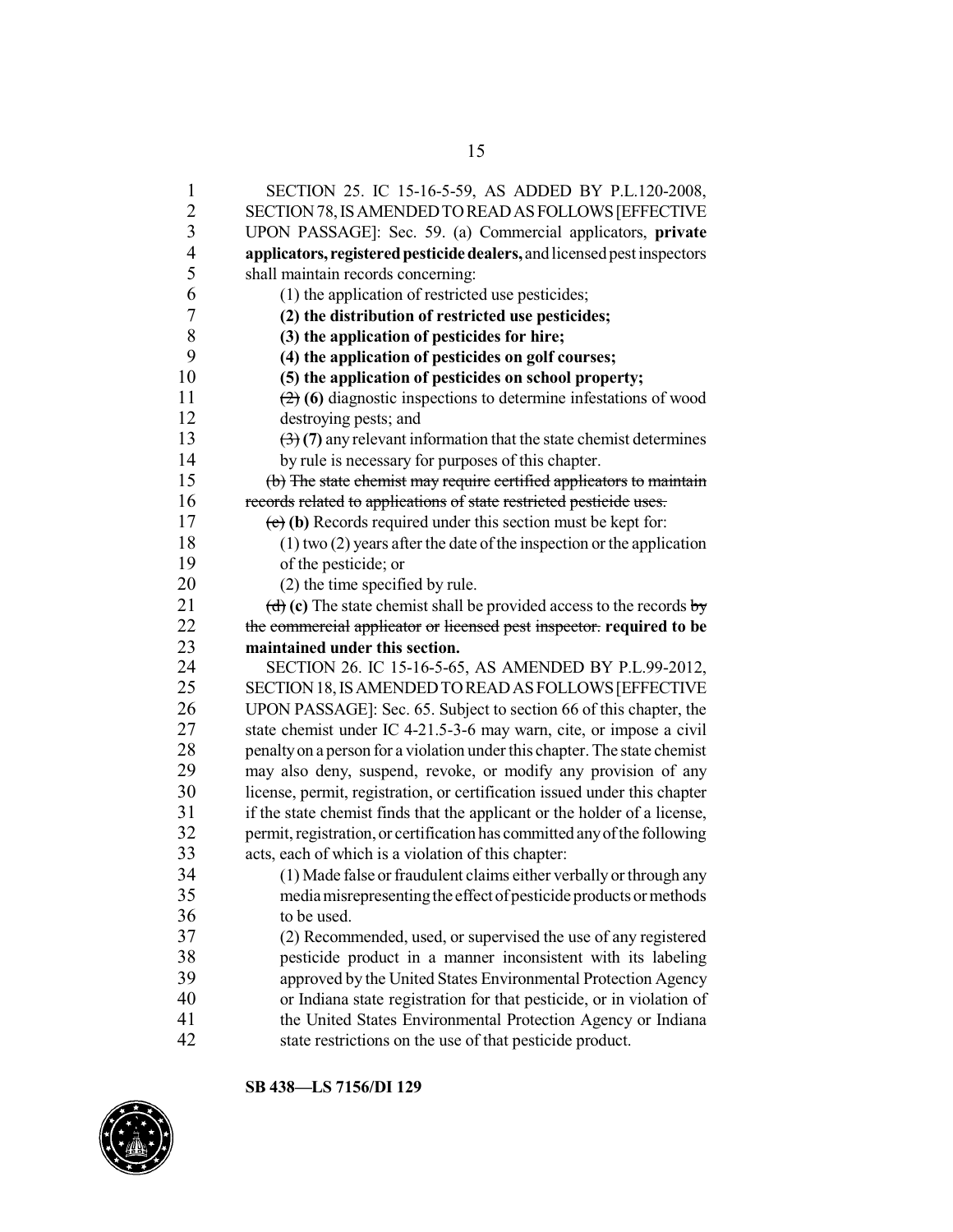SECTION 25. IC 15-16-5-59, AS ADDED BY P.L.120-2008, SECTION 78, IS AMENDED TO READ AS FOLLOWS [EFFECTIVE UPON PASSAGE]: Sec. 59. (a) Commercial applicators, **private applicators, registered pesticide dealers,** and licensed pest inspectors shall maintain records concerning:

(1) the application of restricted use pesticides;

**(2) the distribution of restricted use pesticides;**

**(3) the application of pesticides for hire;**

**(4) the application of pesticides on golf courses;**

**(5) the application of pesticides on school property;**

~~(2)~~ **(6)** diagnostic inspections to determine infestations of wood destroying pests; and

~~(3)~~ **(7)** any relevant information that the state chemist determines by rule is necessary for purposes of this chapter.

~~(b) The state chemist may require certified applicators to maintain records related to applications of state restricted pesticide uses.~~

~~(c)~~ **(b)** Records required under this section must be kept for:

(1) two (2) years after the date of the inspection or the application of the pesticide; or

(2) the time specified by rule.

~~(d)~~ **(c)** The state chemist shall be provided access to the records ~~by the commercial applicator or licensed pest inspector.~~ **required to be maintained under this section.**

SECTION 26. IC 15-16-5-65, AS AMENDED BY P.L.99-2012, SECTION 18, IS AMENDED TO READ AS FOLLOWS [EFFECTIVE UPON PASSAGE]: Sec. 65. Subject to section 66 of this chapter, the state chemist under IC 4-21.5-3-6 may warn, cite, or impose a civil penalty on a person for a violation under this chapter. The state chemist may also deny, suspend, revoke, or modify any provision of any license, permit, registration, or certification issued under this chapter if the state chemist finds that the applicant or the holder of a license, permit, registration, or certification has committed any of the following acts, each of which is a violation of this chapter:

(1) Made false or fraudulent claims either verbally or through any media misrepresenting the effect of pesticide products or methods to be used.

(2) Recommended, used, or supervised the use of any registered pesticide product in a manner inconsistent with its labeling approved by the United States Environmental Protection Agency or Indiana state registration for that pesticide, or in violation of the United States Environmental Protection Agency or Indiana state restrictions on the use of that pesticide product.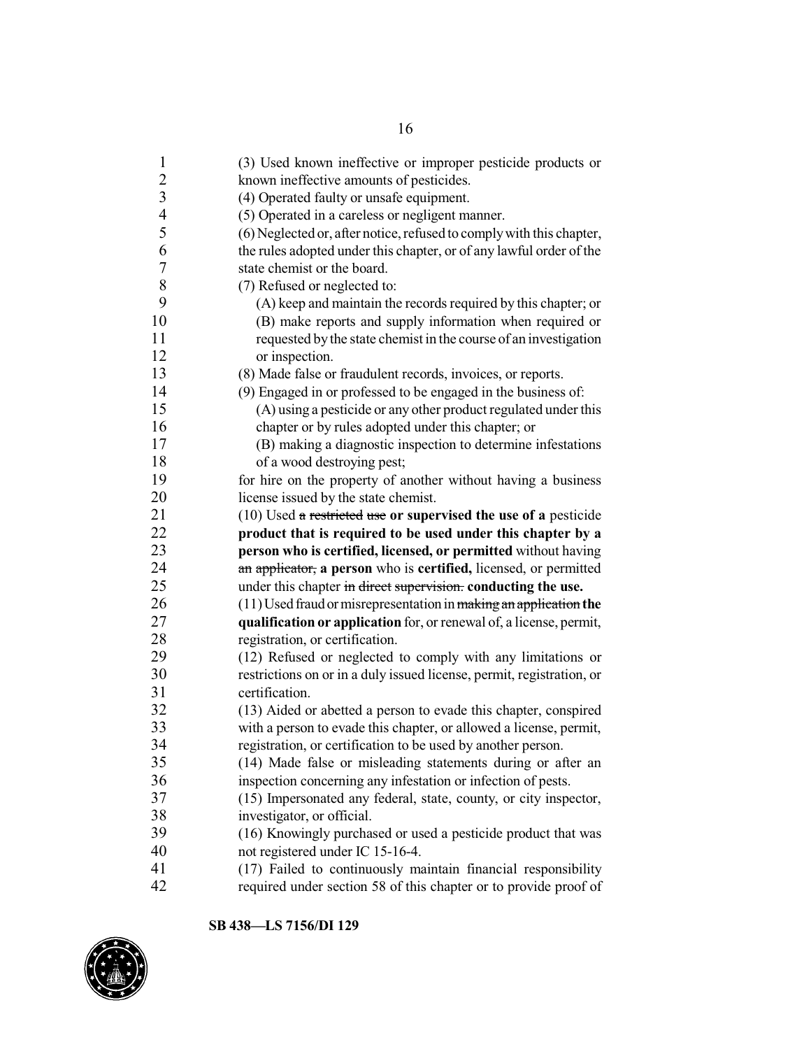(3) Used known ineffective or improper pesticide products or known ineffective amounts of pesticides.

(4) Operated faulty or unsafe equipment.

(5) Operated in a careless or negligent manner.

(6) Neglected or, after notice, refused to comply with this chapter, the rules adopted under this chapter, or of any lawful order of the state chemist or the board.

(7) Refused or neglected to:

(A) keep and maintain the records required by this chapter; or

(B) make reports and supply information when required or requested by the state chemist in the course of an investigation or inspection.

(8) Made false or fraudulent records, invoices, or reports.

(9) Engaged in or professed to be engaged in the business of:

(A) using a pesticide or any other product regulated under this chapter or by rules adopted under this chapter; or

(B) making a diagnostic inspection to determine infestations of a wood destroying pest;

for hire on the property of another without having a business license issued by the state chemist.

(10) Used ~~a restricted use~~ **or supervised the use of a** pesticide **product that is required to be used under this chapter by a person who is certified, licensed, or permitted** without having ~~an applicator,~~ **a person** who is **certified,** licensed, or permitted under this chapter ~~in direct supervision.~~ **conducting the use.**

(11) Used fraud or misrepresentation in ~~making an application~~ **the qualification or application** for, or renewal of, a license, permit, registration, or certification.

(12) Refused or neglected to comply with any limitations or restrictions on or in a duly issued license, permit, registration, or certification.

(13) Aided or abetted a person to evade this chapter, conspired with a person to evade this chapter, or allowed a license, permit, registration, or certification to be used by another person.

(14) Made false or misleading statements during or after an inspection concerning any infestation or infection of pests.

(15) Impersonated any federal, state, county, or city inspector, investigator, or official.

(16) Knowingly purchased or used a pesticide product that was not registered under IC 15-16-4.

(17) Failed to continuously maintain financial responsibility required under section 58 of this chapter or to provide proof of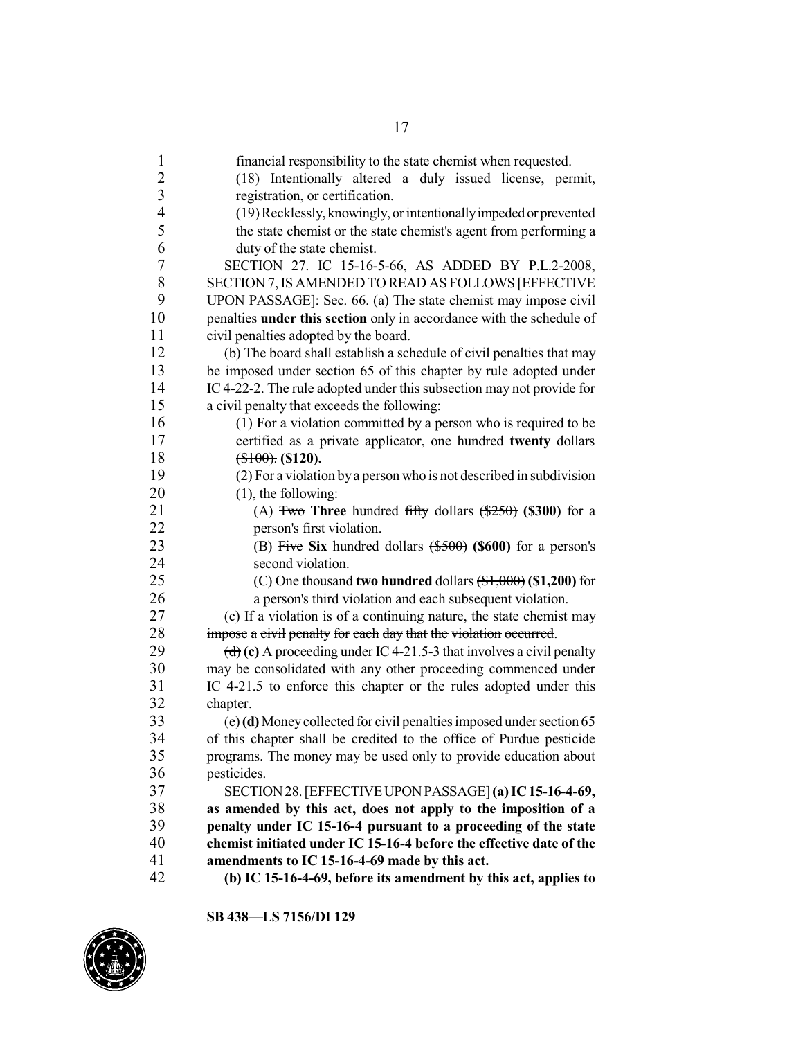financial responsibility to the state chemist when requested.

(18) Intentionally altered a duly issued license, permit, registration, or certification.

(19) Recklessly, knowingly, or intentionally impeded or prevented the state chemist or the state chemist's agent from performing a duty of the state chemist.

SECTION 27. IC 15-16-5-66, AS ADDED BY P.L.2-2008, SECTION 7, IS AMENDED TO READ AS FOLLOWS [EFFECTIVE UPON PASSAGE]: Sec. 66. (a) The state chemist may impose civil penalties **under this section** only in accordance with the schedule of civil penalties adopted by the board.

(b) The board shall establish a schedule of civil penalties that may be imposed under section 65 of this chapter by rule adopted under IC 4-22-2. The rule adopted under this subsection may not provide for a civil penalty that exceeds the following:

(1) For a violation committed by a person who is required to be certified as a private applicator, one hundred **twenty** dollars ~~($100).~~ **($120).**

(2) For a violation by a person who is not described in subdivision (1), the following:

(A) ~~Two~~ **Three** hundred ~~fifty~~ dollars ~~($250)~~ **($300)** for a person's first violation.

(B) ~~Five~~ **Six** hundred dollars ~~($500)~~ **($600)** for a person's second violation.

(C) One thousand **two hundred** dollars ~~($1,000)~~ **($1,200)** for a person's third violation and each subsequent violation.

~~(c) If a violation is of a continuing nature, the state chemist may impose a civil penalty for each day that the violation occurred.~~

~~(d)~~ **(c)** A proceeding under IC 4-21.5-3 that involves a civil penalty may be consolidated with any other proceeding commenced under IC 4-21.5 to enforce this chapter or the rules adopted under this chapter.

~~(e)~~ **(d)** Money collected for civil penalties imposed under section 65 of this chapter shall be credited to the office of Purdue pesticide programs. The money may be used only to provide education about pesticides.

SECTION 28. [EFFECTIVE UPON PASSAGE] **(a) IC 15-16-4-69, as amended by this act, does not apply to the imposition of a penalty under IC 15-16-4 pursuant to a proceeding of the state chemist initiated under IC 15-16-4 before the effective date of the amendments to IC 15-16-4-69 made by this act.**

**(b) IC 15-16-4-69, before its amendment by this act, applies to**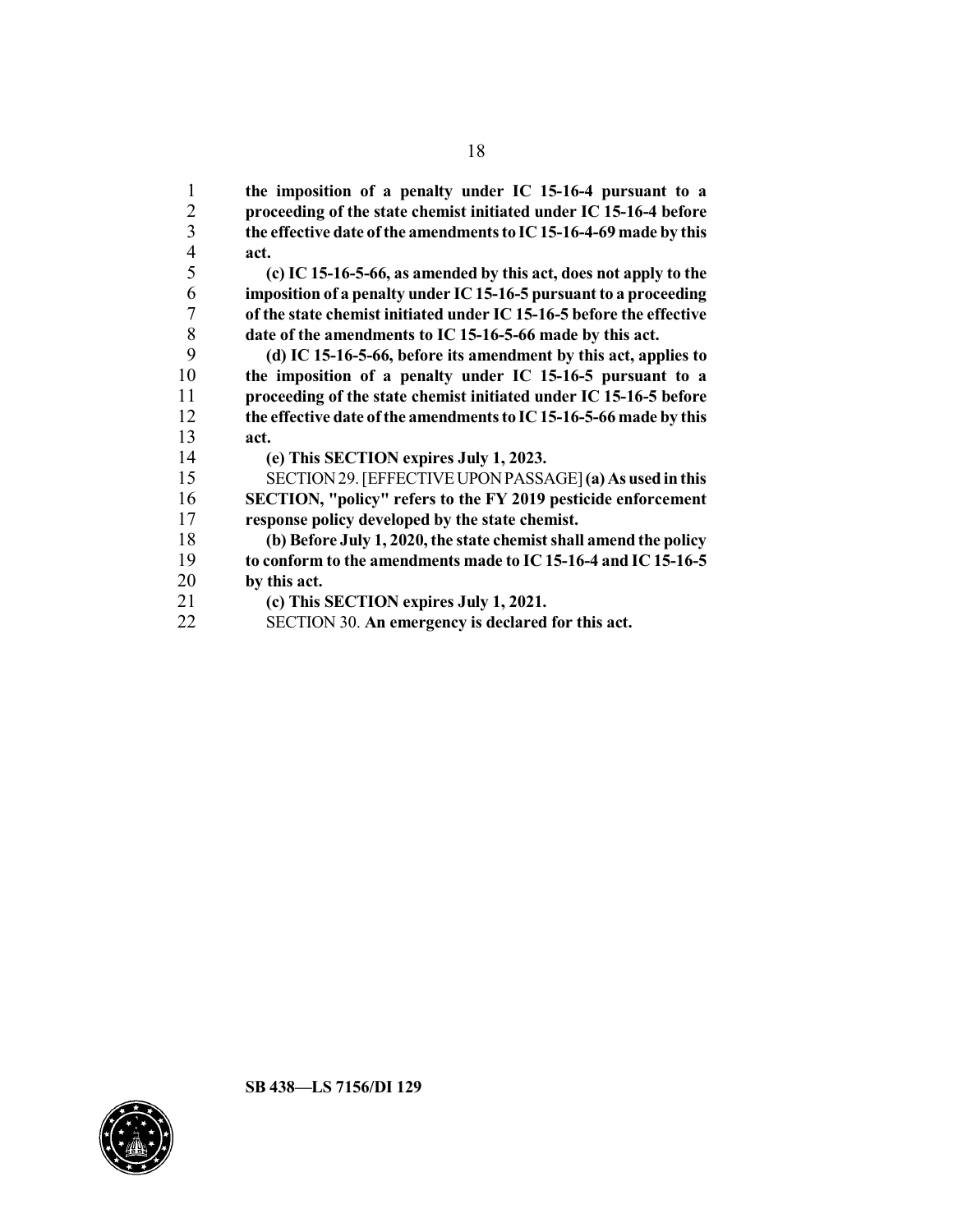**the imposition of a penalty under IC 15-16-4 pursuant to a proceeding of the state chemist initiated under IC 15-16-4 before the effective date of the amendments to IC 15-16-4-69 made by this act.**

**(c) IC 15-16-5-66, as amended by this act, does not apply to the imposition of a penalty under IC 15-16-5 pursuant to a proceeding of the state chemist initiated under IC 15-16-5 before the effective date of the amendments to IC 15-16-5-66 made by this act.**

**(d) IC 15-16-5-66, before its amendment by this act, applies to the imposition of a penalty under IC 15-16-5 pursuant to a proceeding of the state chemist initiated under IC 15-16-5 before the effective date of the amendments to IC 15-16-5-66 made by this act.**

**(e) This SECTION expires July 1, 2023.**

SECTION 29. [EFFECTIVE UPON PASSAGE] **(a) As used in this SECTION, "policy" refers to the FY 2019 pesticide enforcement response policy developed by the state chemist.**

**(b) Before July 1, 2020, the state chemist shall amend the policy to conform to the amendments made to IC 15-16-4 and IC 15-16-5 by this act.**

**(c) This SECTION expires July 1, 2021.**

SECTION 30. **An emergency is declared for this act.**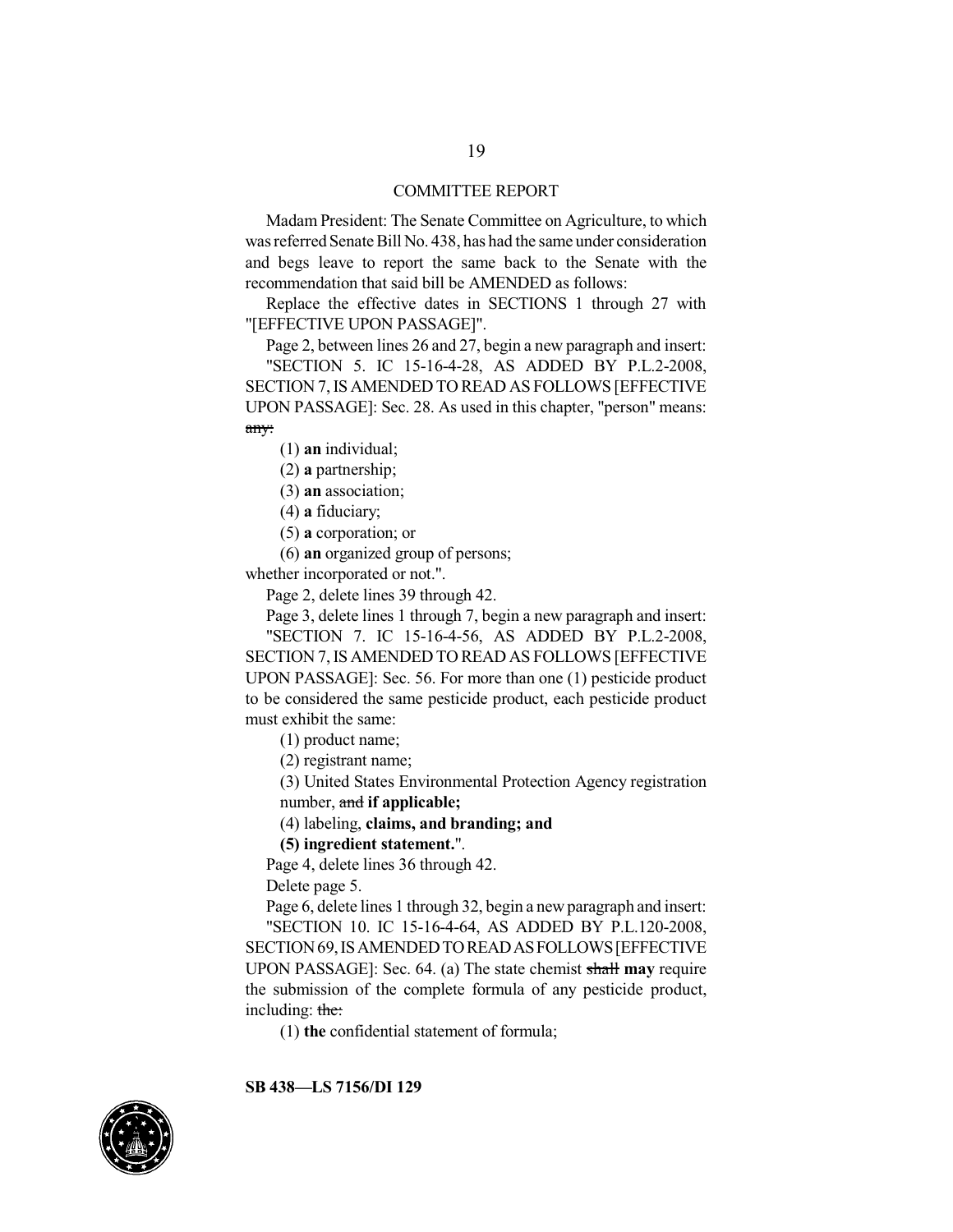## COMMITTEE REPORT

Madam President: The Senate Committee on Agriculture, to which was referred Senate Bill No. 438, has had the same under consideration and begs leave to report the same back to the Senate with the recommendation that said bill be AMENDED as follows:

Replace the effective dates in SECTIONS 1 through 27 with "[EFFECTIVE UPON PASSAGE]".

Page 2, between lines 26 and 27, begin a new paragraph and insert:

"SECTION 5. IC 15-16-4-28, AS ADDED BY P.L.2-2008, SECTION 7, IS AMENDED TO READ AS FOLLOWS [EFFECTIVE UPON PASSAGE]: Sec. 28. As used in this chapter, "person" means: ~~any:~~

(1) **an** individual;

(2) **a** partnership;

(3) **an** association;

(4) **a** fiduciary;

(5) **a** corporation; or

(6) **an** organized group of persons;

whether incorporated or not.".

Page 2, delete lines 39 through 42.

Page 3, delete lines 1 through 7, begin a new paragraph and insert:

"SECTION 7. IC 15-16-4-56, AS ADDED BY P.L.2-2008, SECTION 7, IS AMENDED TO READ AS FOLLOWS [EFFECTIVE UPON PASSAGE]: Sec. 56. For more than one (1) pesticide product to be considered the same pesticide product, each pesticide product must exhibit the same:

(1) product name;

(2) registrant name;

(3) United States Environmental Protection Agency registration number, ~~and~~ **if applicable;**

(4) labeling, **claims, and branding; and**

**(5) ingredient statement.**".

Page 4, delete lines 36 through 42.

Delete page 5.

Page 6, delete lines 1 through 32, begin a new paragraph and insert:

"SECTION 10. IC 15-16-4-64, AS ADDED BY P.L.120-2008, SECTION 69, IS AMENDED TO READ AS FOLLOWS [EFFECTIVE UPON PASSAGE]: Sec. 64. (a) The state chemist ~~shall~~ **may** require the submission of the complete formula of any pesticide product, including: ~~the:~~

(1) **the** confidential statement of formula;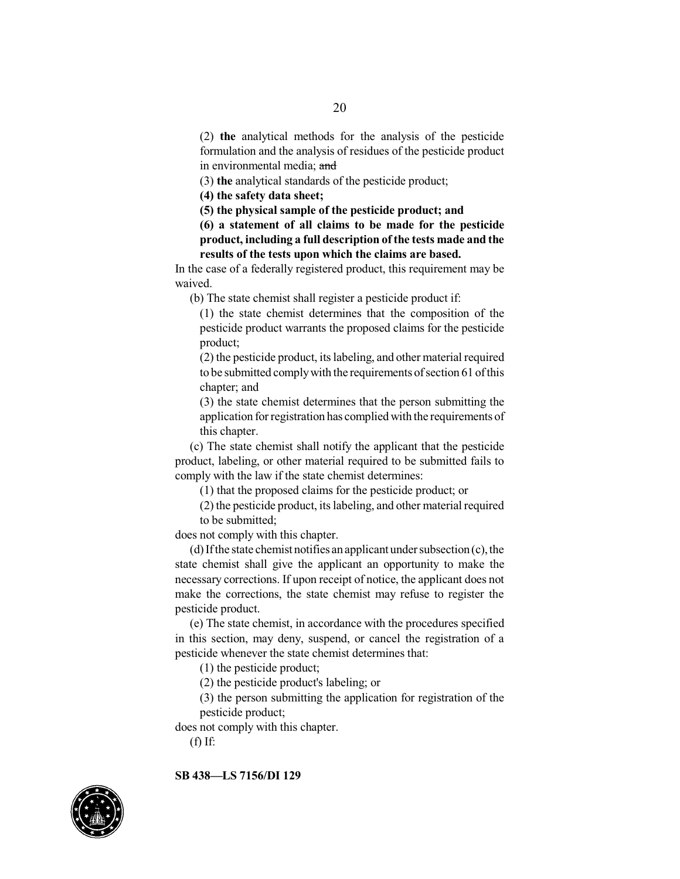(2) **the** analytical methods for the analysis of the pesticide formulation and the analysis of residues of the pesticide product in environmental media; ~~and~~

(3) **the** analytical standards of the pesticide product;

**(4) the safety data sheet;**

**(5) the physical sample of the pesticide product; and**

**(6) a statement of all claims to be made for the pesticide product, including a full description of the tests made and the results of the tests upon which the claims are based.**

In the case of a federally registered product, this requirement may be waived.

(b) The state chemist shall register a pesticide product if:

(1) the state chemist determines that the composition of the pesticide product warrants the proposed claims for the pesticide product;

(2) the pesticide product, its labeling, and other material required to be submitted comply with the requirements of section 61 of this chapter; and

(3) the state chemist determines that the person submitting the application for registration has complied with the requirements of this chapter.

(c) The state chemist shall notify the applicant that the pesticide product, labeling, or other material required to be submitted fails to comply with the law if the state chemist determines:

(1) that the proposed claims for the pesticide product; or

(2) the pesticide product, its labeling, and other material required to be submitted;

does not comply with this chapter.

(d) If the state chemist notifies an applicant under subsection (c), the state chemist shall give the applicant an opportunity to make the necessary corrections. If upon receipt of notice, the applicant does not make the corrections, the state chemist may refuse to register the pesticide product.

(e) The state chemist, in accordance with the procedures specified in this section, may deny, suspend, or cancel the registration of a pesticide whenever the state chemist determines that:

(1) the pesticide product;

(2) the pesticide product's labeling; or

(3) the person submitting the application for registration of the pesticide product;

does not comply with this chapter.

(f) If: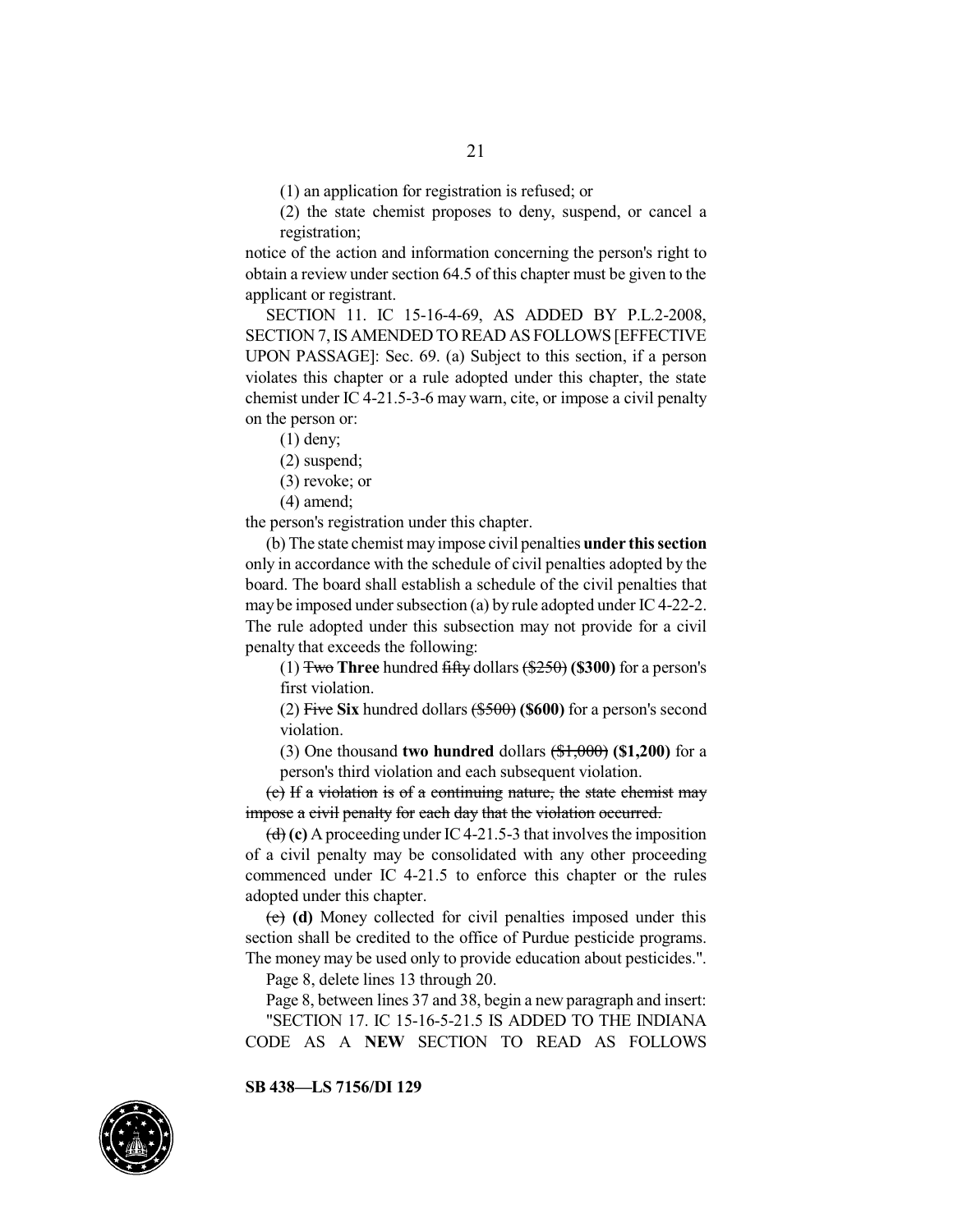(1) an application for registration is refused; or

(2) the state chemist proposes to deny, suspend, or cancel a registration;

notice of the action and information concerning the person's right to obtain a review under section 64.5 of this chapter must be given to the applicant or registrant.

SECTION 11. IC 15-16-4-69, AS ADDED BY P.L.2-2008, SECTION 7, IS AMENDED TO READ AS FOLLOWS [EFFECTIVE UPON PASSAGE]: Sec. 69. (a) Subject to this section, if a person violates this chapter or a rule adopted under this chapter, the state chemist under IC 4-21.5-3-6 may warn, cite, or impose a civil penalty on the person or:

(1) deny;

(2) suspend;

(3) revoke; or

(4) amend;

the person's registration under this chapter.

(b) The state chemist may impose civil penalties **under this section** only in accordance with the schedule of civil penalties adopted by the board. The board shall establish a schedule of the civil penalties that may be imposed under subsection (a) by rule adopted under IC 4-22-2. The rule adopted under this subsection may not provide for a civil penalty that exceeds the following:

(1) ~~Two~~ **Three** hundred ~~fifty~~ dollars ~~($250)~~ **($300)** for a person's first violation.

(2) ~~Five~~ **Six** hundred dollars ~~($500)~~ **($600)** for a person's second violation.

(3) One thousand **two hundred** dollars ~~($1,000)~~ **($1,200)** for a person's third violation and each subsequent violation.

~~(c) If a violation is of a continuing nature, the state chemist may impose a civil penalty for each day that the violation occurred.~~

~~(d)~~ **(c)** A proceeding under IC 4-21.5-3 that involves the imposition of a civil penalty may be consolidated with any other proceeding commenced under IC 4-21.5 to enforce this chapter or the rules adopted under this chapter.

~~(e)~~ **(d)** Money collected for civil penalties imposed under this section shall be credited to the office of Purdue pesticide programs. The money may be used only to provide education about pesticides.".

Page 8, delete lines 13 through 20.

Page 8, between lines 37 and 38, begin a new paragraph and insert:

"SECTION 17. IC 15-16-5-21.5 IS ADDED TO THE INDIANA CODE AS A **NEW** SECTION TO READ AS FOLLOWS

**SB 438—LS 7156/DI 129**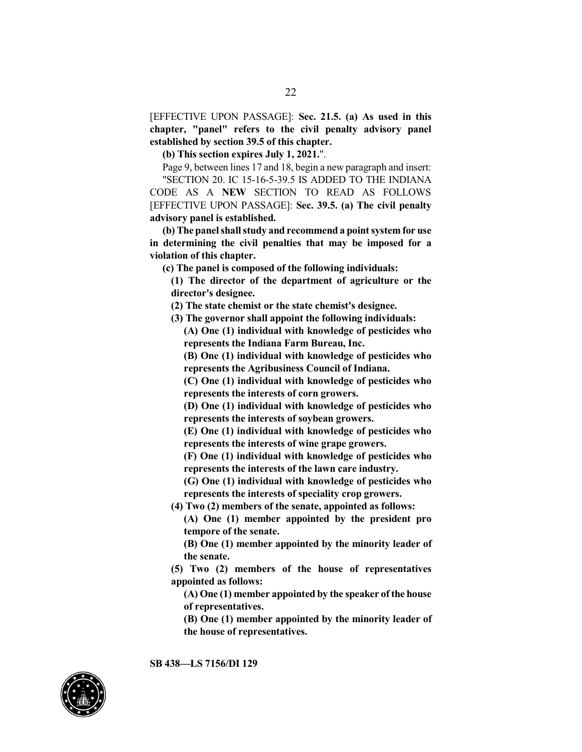[EFFECTIVE UPON PASSAGE]: **Sec. 21.5. (a) As used in this chapter, "panel" refers to the civil penalty advisory panel established by section 39.5 of this chapter.**

**(b) This section expires July 1, 2021.**".

Page 9, between lines 17 and 18, begin a new paragraph and insert:

"SECTION 20. IC 15-16-5-39.5 IS ADDED TO THE INDIANA CODE AS A **NEW** SECTION TO READ AS FOLLOWS [EFFECTIVE UPON PASSAGE]: **Sec. 39.5. (a) The civil penalty advisory panel is established.**

**(b) The panel shall study and recommend a point system for use in determining the civil penalties that may be imposed for a violation of this chapter.**

**(c) The panel is composed of the following individuals:**

**(1) The director of the department of agriculture or the director's designee.**

**(2) The state chemist or the state chemist's designee.**

**(3) The governor shall appoint the following individuals:**

**(A) One (1) individual with knowledge of pesticides who represents the Indiana Farm Bureau, Inc.**

**(B) One (1) individual with knowledge of pesticides who represents the Agribusiness Council of Indiana.**

**(C) One (1) individual with knowledge of pesticides who represents the interests of corn growers.**

**(D) One (1) individual with knowledge of pesticides who represents the interests of soybean growers.**

**(E) One (1) individual with knowledge of pesticides who represents the interests of wine grape growers.**

**(F) One (1) individual with knowledge of pesticides who represents the interests of the lawn care industry.**

**(G) One (1) individual with knowledge of pesticides who represents the interests of speciality crop growers.**

**(4) Two (2) members of the senate, appointed as follows:**

**(A) One (1) member appointed by the president pro tempore of the senate.**

**(B) One (1) member appointed by the minority leader of the senate.**

**(5) Two (2) members of the house of representatives appointed as follows:**

**(A) One (1) member appointed by the speaker of the house of representatives.**

**(B) One (1) member appointed by the minority leader of the house of representatives.**

**SB 438—LS 7156/DI 129**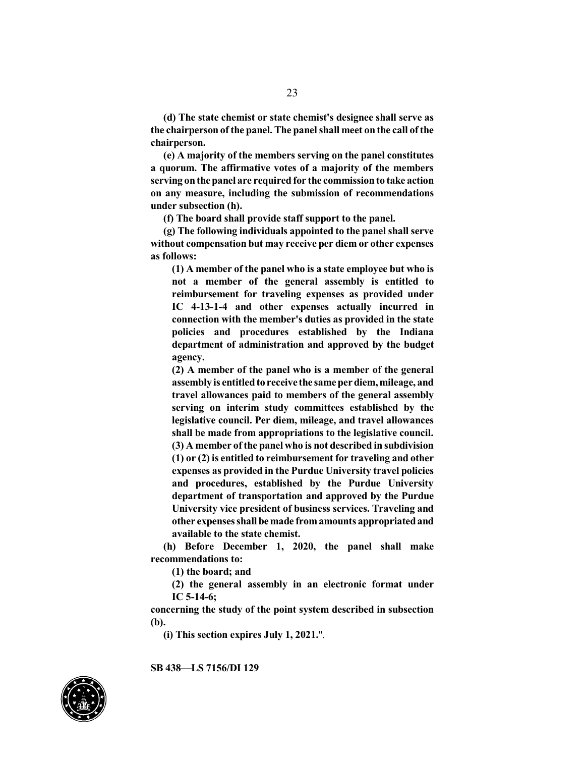**(d) The state chemist or state chemist's designee shall serve as the chairperson of the panel. The panel shall meet on the call of the chairperson.**

**(e) A majority of the members serving on the panel constitutes a quorum. The affirmative votes of a majority of the members serving on the panel are required for the commission to take action on any measure, including the submission of recommendations under subsection (h).**

**(f) The board shall provide staff support to the panel.**

**(g) The following individuals appointed to the panel shall serve without compensation but may receive per diem or other expenses as follows:**

**(1) A member of the panel who is a state employee but who is not a member of the general assembly is entitled to reimbursement for traveling expenses as provided under IC 4-13-1-4 and other expenses actually incurred in connection with the member's duties as provided in the state policies and procedures established by the Indiana department of administration and approved by the budget agency.**

**(2) A member of the panel who is a member of the general assembly is entitled to receive the same per diem, mileage, and travel allowances paid to members of the general assembly serving on interim study committees established by the legislative council. Per diem, mileage, and travel allowances shall be made from appropriations to the legislative council.**

**(3) A member of the panel who is not described in subdivision (1) or (2) is entitled to reimbursement for traveling and other expenses as provided in the Purdue University travel policies and procedures, established by the Purdue University department of transportation and approved by the Purdue University vice president of business services. Traveling and other expenses shall be made from amounts appropriated and available to the state chemist.**

**(h) Before December 1, 2020, the panel shall make recommendations to:**

**(1) the board; and**

**(2) the general assembly in an electronic format under IC 5-14-6;**

**concerning the study of the point system described in subsection (b).**

**(i) This section expires July 1, 2021.**".

**SB 438—LS 7156/DI 129**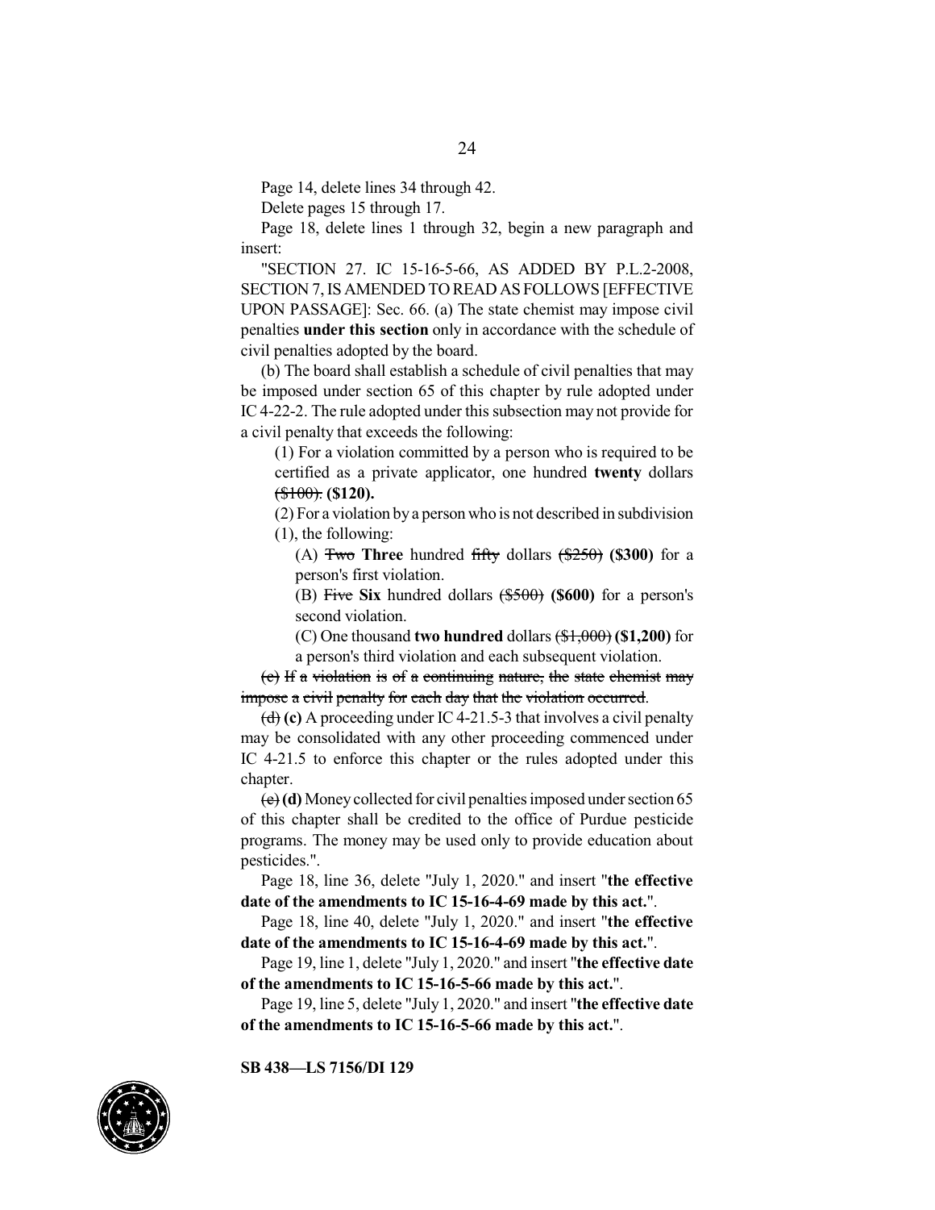Page 14, delete lines 34 through 42.

Delete pages 15 through 17.

Page 18, delete lines 1 through 32, begin a new paragraph and insert:

"SECTION 27. IC 15-16-5-66, AS ADDED BY P.L.2-2008, SECTION 7, IS AMENDED TO READ AS FOLLOWS [EFFECTIVE UPON PASSAGE]: Sec. 66. (a) The state chemist may impose civil penalties **under this section** only in accordance with the schedule of civil penalties adopted by the board.

(b) The board shall establish a schedule of civil penalties that may be imposed under section 65 of this chapter by rule adopted under IC 4-22-2. The rule adopted under this subsection may not provide for a civil penalty that exceeds the following:

(1) For a violation committed by a person who is required to be certified as a private applicator, one hundred **twenty** dollars ~~($100).~~ **($120).**

(2) For a violation by a person who is not described in subdivision (1), the following:

(A) ~~Two~~ **Three** hundred ~~fifty~~ dollars ~~($250)~~ **($300)** for a person's first violation.

(B) ~~Five~~ **Six** hundred dollars ~~($500)~~ **($600)** for a person's second violation.

(C) One thousand **two hundred** dollars ~~($1,000)~~ **($1,200)** for a person's third violation and each subsequent violation.

~~(c) If a violation is of a continuing nature, the state chemist may impose a civil penalty for each day that the violation occurred.~~

~~(d)~~ **(c)** A proceeding under IC 4-21.5-3 that involves a civil penalty may be consolidated with any other proceeding commenced under IC 4-21.5 to enforce this chapter or the rules adopted under this chapter.

~~(e)~~ **(d)** Money collected for civil penalties imposed under section 65 of this chapter shall be credited to the office of Purdue pesticide programs. The money may be used only to provide education about pesticides.".

Page 18, line 36, delete "July 1, 2020." and insert "**the effective date of the amendments to IC 15-16-4-69 made by this act.**".

Page 18, line 40, delete "July 1, 2020." and insert "**the effective date of the amendments to IC 15-16-4-69 made by this act.**".

Page 19, line 1, delete "July 1, 2020." and insert "**the effective date of the amendments to IC 15-16-5-66 made by this act.**".

Page 19, line 5, delete "July 1, 2020." and insert "**the effective date of the amendments to IC 15-16-5-66 made by this act.**".

**SB 438—LS 7156/DI 129**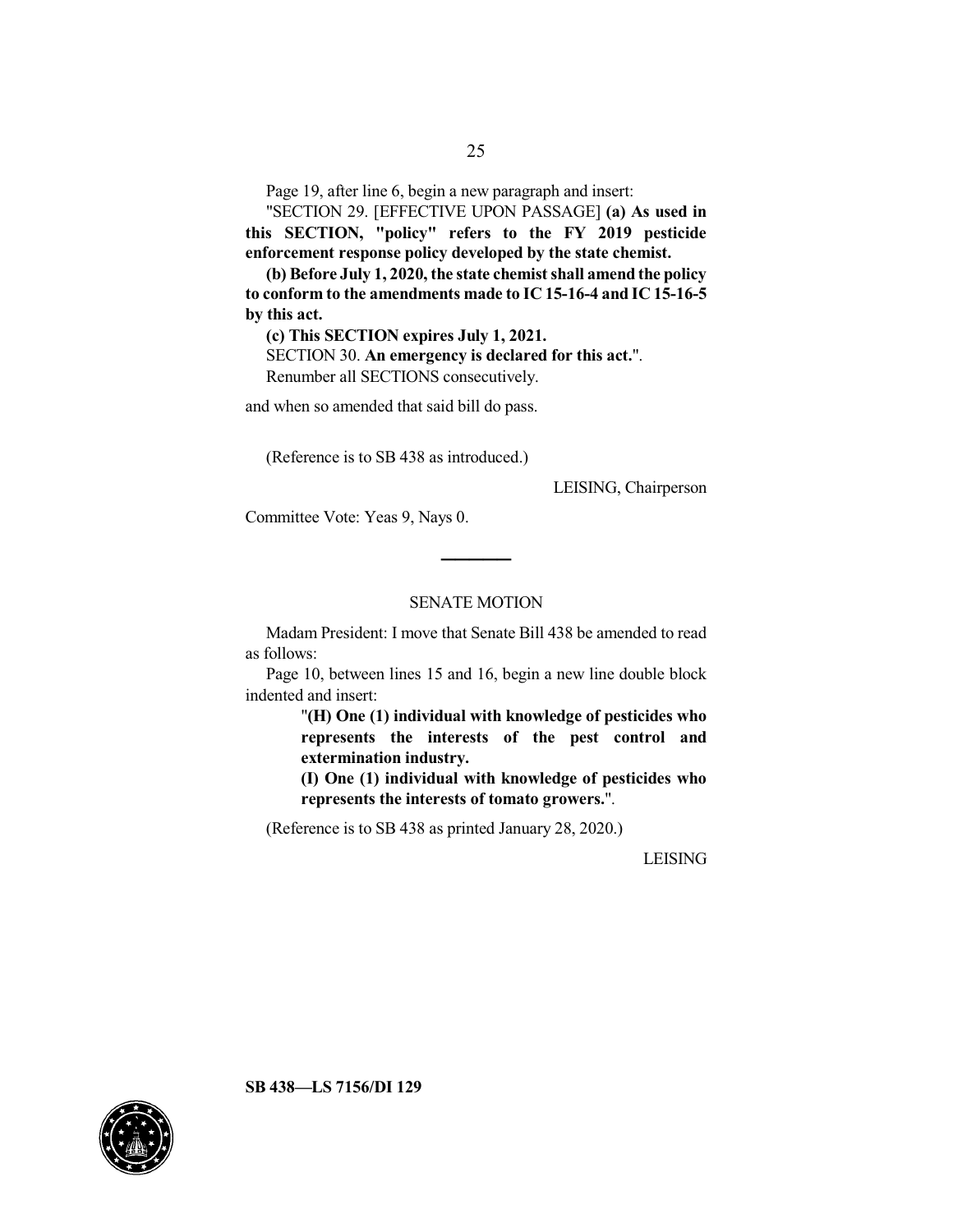Page 19, after line 6, begin a new paragraph and insert:

"SECTION 29. [EFFECTIVE UPON PASSAGE] **(a) As used in this SECTION, "policy" refers to the FY 2019 pesticide enforcement response policy developed by the state chemist.**

**(b) Before July 1, 2020, the state chemist shall amend the policy to conform to the amendments made to IC 15-16-4 and IC 15-16-5 by this act.**

**(c) This SECTION expires July 1, 2021.**

SECTION 30. **An emergency is declared for this act.**".

Renumber all SECTIONS consecutively.

and when so amended that said bill do pass.

(Reference is to SB 438 as introduced.)

LEISING, Chairperson

Committee Vote: Yeas 9, Nays 0.

---

SENATE MOTION

Madam President: I move that Senate Bill 438 be amended to read as follows:

Page 10, between lines 15 and 16, begin a new line double block indented and insert:

"**(H) One (1) individual with knowledge of pesticides who represents the interests of the pest control and extermination industry.**

**(I) One (1) individual with knowledge of pesticides who represents the interests of tomato growers.**".

(Reference is to SB 438 as printed January 28, 2020.)

LEISING

**SB 438—LS 7156/DI 129**